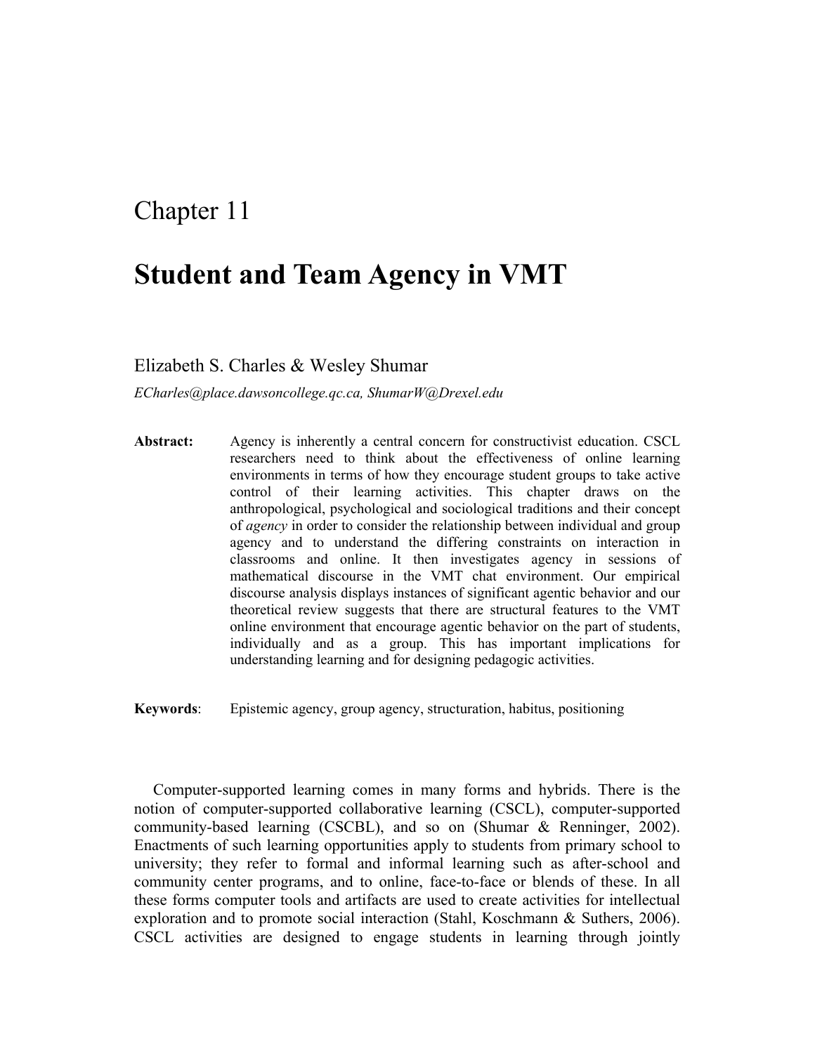# Chapter 11

# Student and Team Agency in VMT

Elizabeth S. Charles & Wesley Shumar

*ECharles@place.dawsoncollege.qc.ca, ShumarW@Drexel.edu*

**Abstract:** Agency is inherently a central concern for constructivist education. CSCL researchers need to think about the effectiveness of online learning environments in terms of how they encourage student groups to take active control of their learning activities. This chapter draws on the anthropological, psychological and sociological traditions and their concept of *agency* in order to consider the relationship between individual and group agency and to understand the differing constraints on interaction in classrooms and online. It then investigates agency in sessions of mathematical discourse in the VMT chat environment. Our empirical discourse analysis displays instances of significant agentic behavior and our theoretical review suggests that there are structural features to the VMT online environment that encourage agentic behavior on the part of students, individually and as a group. This has important implications for understanding learning and for designing pedagogic activities.

**Keywords**: Epistemic agency, group agency, structuration, habitus, positioning

Computer-supported learning comes in many forms and hybrids. There is the notion of computer-supported collaborative learning (CSCL), computer-supported community-based learning (CSCBL), and so on (Shumar & Renninger, 2002). Enactments of such learning opportunities apply to students from primary school to university; they refer to formal and informal learning such as after-school and community center programs, and to online, face-to-face or blends of these. In all these forms computer tools and artifacts are used to create activities for intellectual exploration and to promote social interaction (Stahl, Koschmann & Suthers, 2006). CSCL activities are designed to engage students in learning through jointly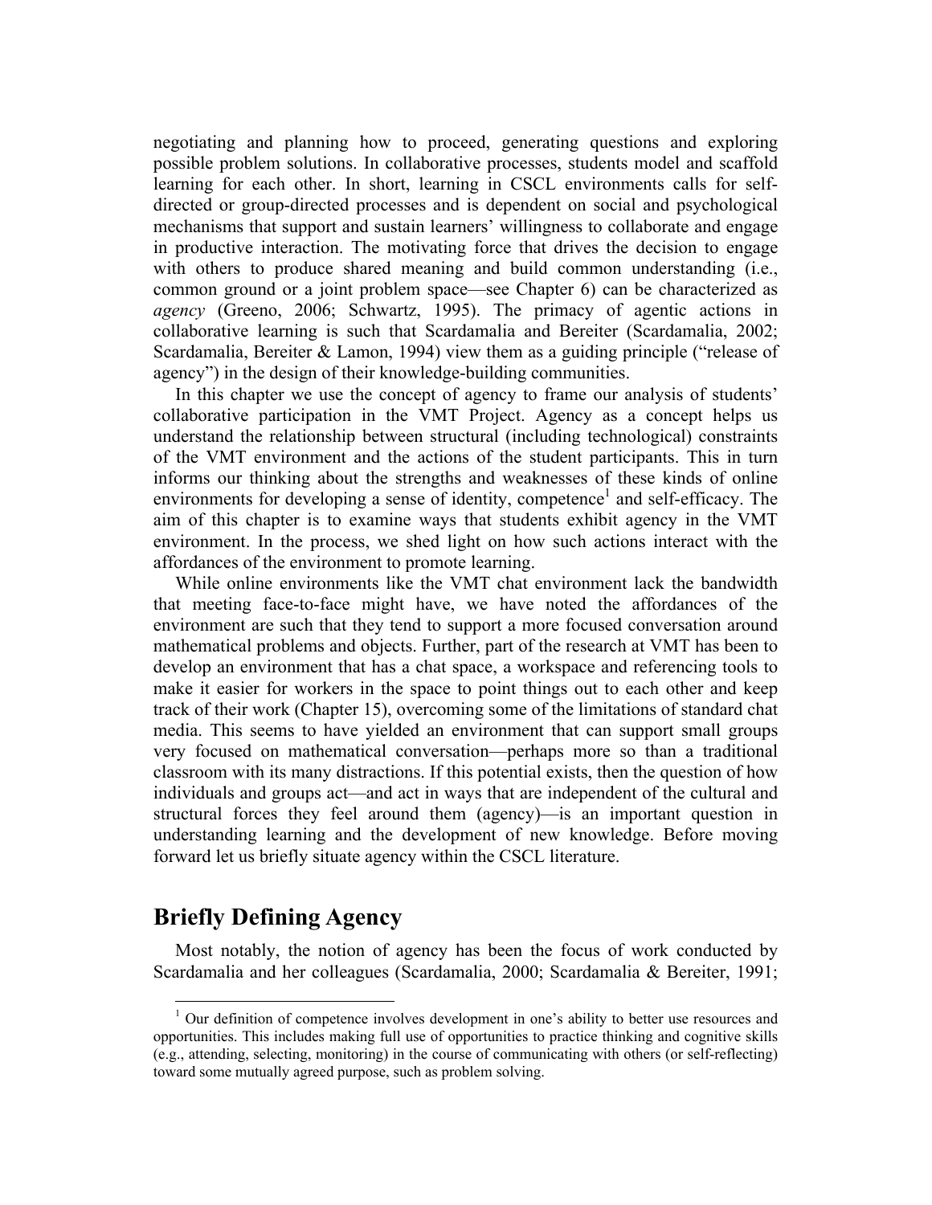negotiating and planning how to proceed, generating questions and exploring possible problem solutions. In collaborative processes, students model and scaffold learning for each other. In short, learning in CSCL environments calls for self-directed or group-directed processes and is dependent on social and psychological mechanisms that support and sustain learners' willingness to collaborate and engage in productive interaction. The motivating force that drives the decision to engage with others to produce shared meaning and build common understanding (i.e., common ground or a joint problem space—see Chapter 6) can be characterized as *agency* (Greeno, 2006; Schwartz, 1995). The primacy of agentic actions in collaborative learning is such that Scardamalia and Bereiter (Scardamalia, 2002; Scardamalia, Bereiter & Lamon, 1994) view them as a guiding principle ("release of agency") in the design of their knowledge-building communities.

In this chapter we use the concept of agency to frame our analysis of students' collaborative participation in the VMT Project. Agency as a concept helps us understand the relationship between structural (including technological) constraints of the VMT environment and the actions of the student participants. This in turn informs our thinking about the strengths and weaknesses of these kinds of online environments for developing a sense of identity, competence[1] and self-efficacy. The aim of this chapter is to examine ways that students exhibit agency in the VMT environment. In the process, we shed light on how such actions interact with the affordances of the environment to promote learning.

While online environments like the VMT chat environment lack the bandwidth that meeting face-to-face might have, we have noted the affordances of the environment are such that they tend to support a more focused conversation around mathematical problems and objects. Further, part of the research at VMT has been to develop an environment that has a chat space, a workspace and referencing tools to make it easier for workers in the space to point things out to each other and keep track of their work (Chapter 15), overcoming some of the limitations of standard chat media. This seems to have yielded an environment that can support small groups very focused on mathematical conversation—perhaps more so than a traditional classroom with its many distractions. If this potential exists, then the question of how individuals and groups act—and act in ways that are independent of the cultural and structural forces they feel around them (agency)—is an important question in understanding learning and the development of new knowledge. Before moving forward let us briefly situate agency within the CSCL literature.

## Briefly Defining Agency

Most notably, the notion of agency has been the focus of work conducted by Scardamalia and her colleagues (Scardamalia, 2000; Scardamalia & Bereiter, 1991;

[1] Our definition of competence involves development in one's ability to better use resources and opportunities. This includes making full use of opportunities to practice thinking and cognitive skills (e.g., attending, selecting, monitoring) in the course of communicating with others (or self-reflecting) toward some mutually agreed purpose, such as problem solving.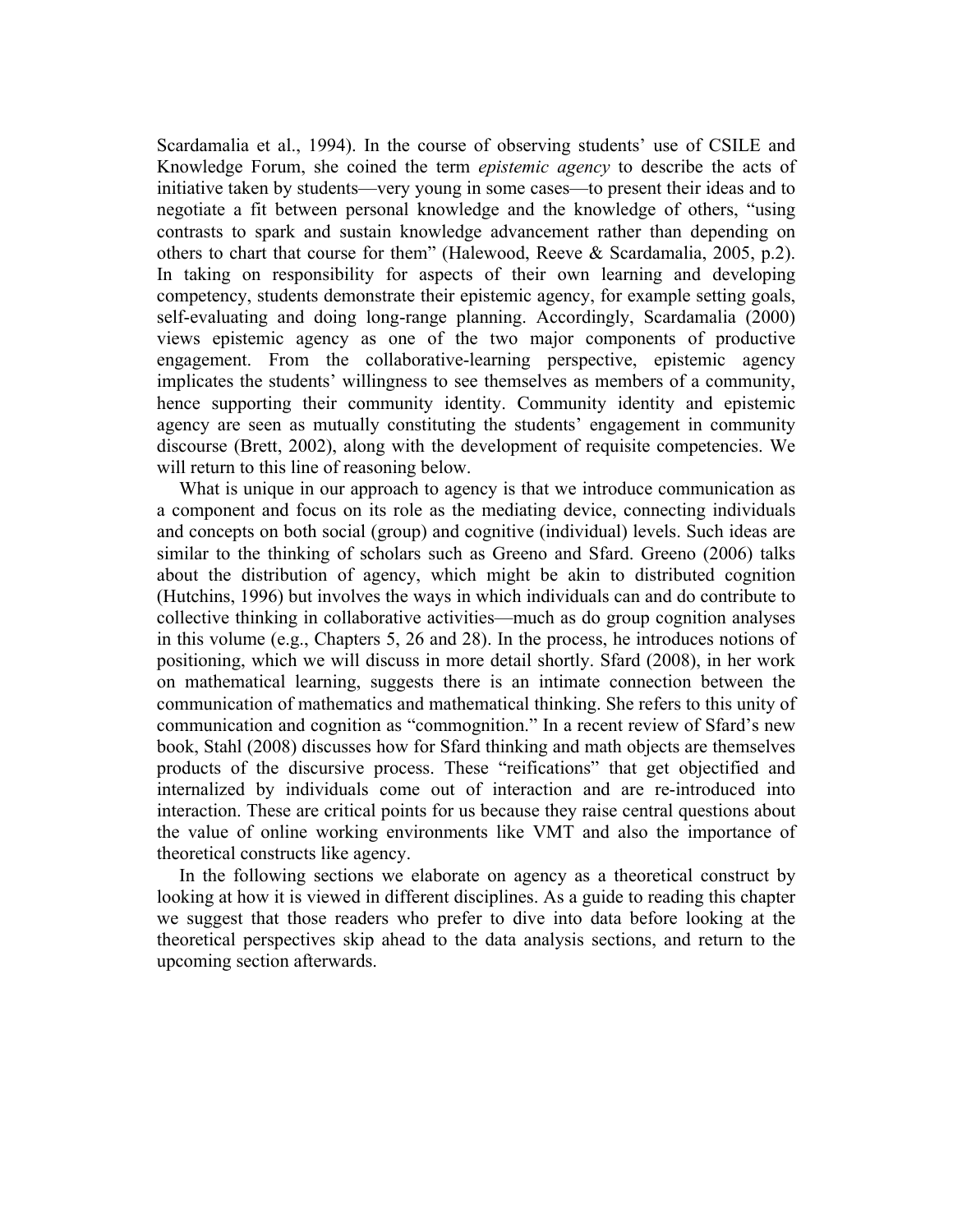Scardamalia et al., 1994). In the course of observing students' use of CSILE and Knowledge Forum, she coined the term *epistemic agency* to describe the acts of initiative taken by students—very young in some cases—to present their ideas and to negotiate a fit between personal knowledge and the knowledge of others, "using contrasts to spark and sustain knowledge advancement rather than depending on others to chart that course for them" (Halewood, Reeve & Scardamalia, 2005, p.2). In taking on responsibility for aspects of their own learning and developing competency, students demonstrate their epistemic agency, for example setting goals, self-evaluating and doing long-range planning. Accordingly, Scardamalia (2000) views epistemic agency as one of the two major components of productive engagement. From the collaborative-learning perspective, epistemic agency implicates the students' willingness to see themselves as members of a community, hence supporting their community identity. Community identity and epistemic agency are seen as mutually constituting the students' engagement in community discourse (Brett, 2002), along with the development of requisite competencies. We will return to this line of reasoning below.

What is unique in our approach to agency is that we introduce communication as a component and focus on its role as the mediating device, connecting individuals and concepts on both social (group) and cognitive (individual) levels. Such ideas are similar to the thinking of scholars such as Greeno and Sfard. Greeno (2006) talks about the distribution of agency, which might be akin to distributed cognition (Hutchins, 1996) but involves the ways in which individuals can and do contribute to collective thinking in collaborative activities—much as do group cognition analyses in this volume (e.g., Chapters 5, 26 and 28). In the process, he introduces notions of positioning, which we will discuss in more detail shortly. Sfard (2008), in her work on mathematical learning, suggests there is an intimate connection between the communication of mathematics and mathematical thinking. She refers to this unity of communication and cognition as "commognition." In a recent review of Sfard's new book, Stahl (2008) discusses how for Sfard thinking and math objects are themselves products of the discursive process. These "reifications" that get objectified and internalized by individuals come out of interaction and are re-introduced into interaction. These are critical points for us because they raise central questions about the value of online working environments like VMT and also the importance of theoretical constructs like agency.

In the following sections we elaborate on agency as a theoretical construct by looking at how it is viewed in different disciplines. As a guide to reading this chapter we suggest that those readers who prefer to dive into data before looking at the theoretical perspectives skip ahead to the data analysis sections, and return to the upcoming section afterwards.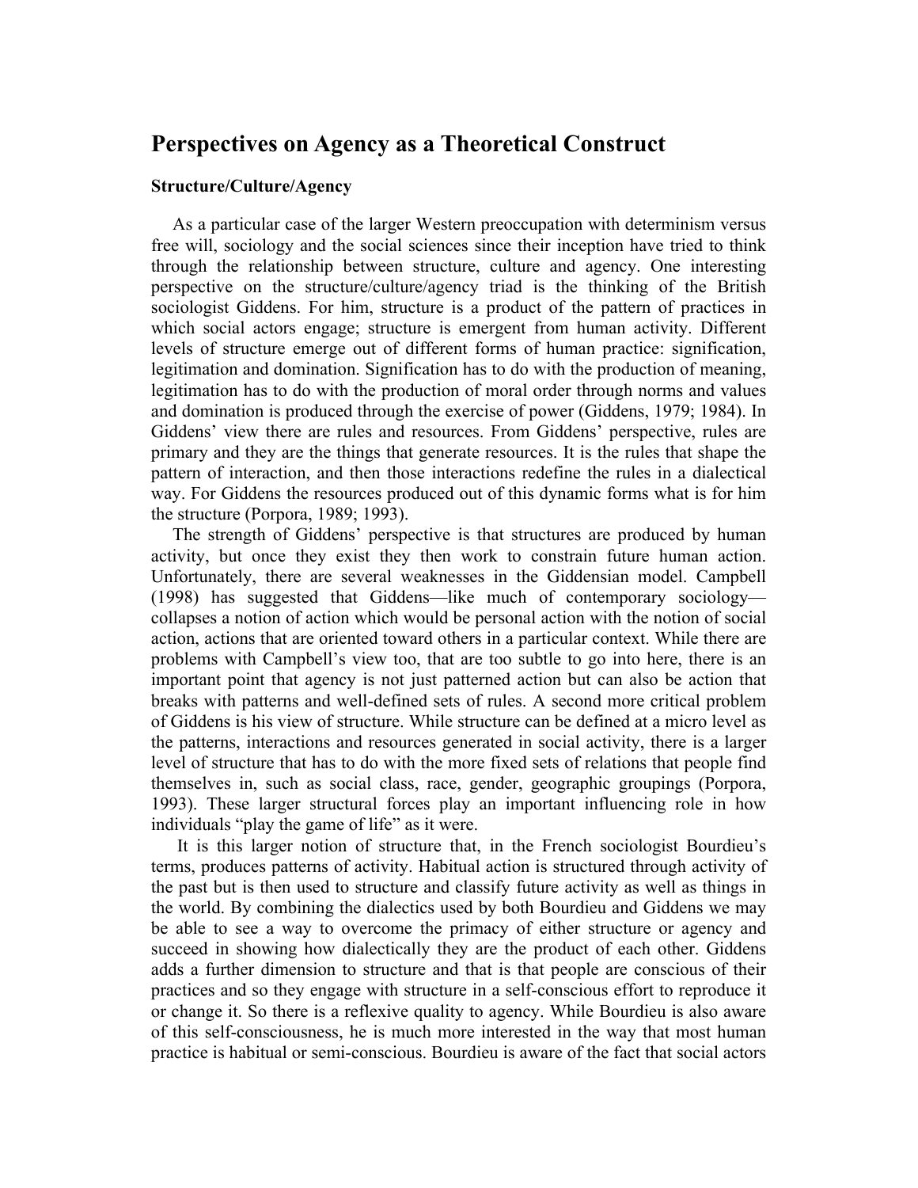## Perspectives on Agency as a Theoretical Construct

### Structure/Culture/Agency

As a particular case of the larger Western preoccupation with determinism versus free will, sociology and the social sciences since their inception have tried to think through the relationship between structure, culture and agency. One interesting perspective on the structure/culture/agency triad is the thinking of the British sociologist Giddens. For him, structure is a product of the pattern of practices in which social actors engage; structure is emergent from human activity. Different levels of structure emerge out of different forms of human practice: signification, legitimation and domination. Signification has to do with the production of meaning, legitimation has to do with the production of moral order through norms and values and domination is produced through the exercise of power (Giddens, 1979; 1984). In Giddens' view there are rules and resources. From Giddens' perspective, rules are primary and they are the things that generate resources. It is the rules that shape the pattern of interaction, and then those interactions redefine the rules in a dialectical way. For Giddens the resources produced out of this dynamic forms what is for him the structure (Porpora, 1989; 1993).

The strength of Giddens' perspective is that structures are produced by human activity, but once they exist they then work to constrain future human action. Unfortunately, there are several weaknesses in the Giddensian model. Campbell (1998) has suggested that Giddens—like much of contemporary sociology—collapses a notion of action which would be personal action with the notion of social action, actions that are oriented toward others in a particular context. While there are problems with Campbell's view too, that are too subtle to go into here, there is an important point that agency is not just patterned action but can also be action that breaks with patterns and well-defined sets of rules. A second more critical problem of Giddens is his view of structure. While structure can be defined at a micro level as the patterns, interactions and resources generated in social activity, there is a larger level of structure that has to do with the more fixed sets of relations that people find themselves in, such as social class, race, gender, geographic groupings (Porpora, 1993). These larger structural forces play an important influencing role in how individuals "play the game of life" as it were.

It is this larger notion of structure that, in the French sociologist Bourdieu's terms, produces patterns of activity. Habitual action is structured through activity of the past but is then used to structure and classify future activity as well as things in the world. By combining the dialectics used by both Bourdieu and Giddens we may be able to see a way to overcome the primacy of either structure or agency and succeed in showing how dialectically they are the product of each other. Giddens adds a further dimension to structure and that is that people are conscious of their practices and so they engage with structure in a self-conscious effort to reproduce it or change it. So there is a reflexive quality to agency. While Bourdieu is also aware of this self-consciousness, he is much more interested in the way that most human practice is habitual or semi-conscious. Bourdieu is aware of the fact that social actors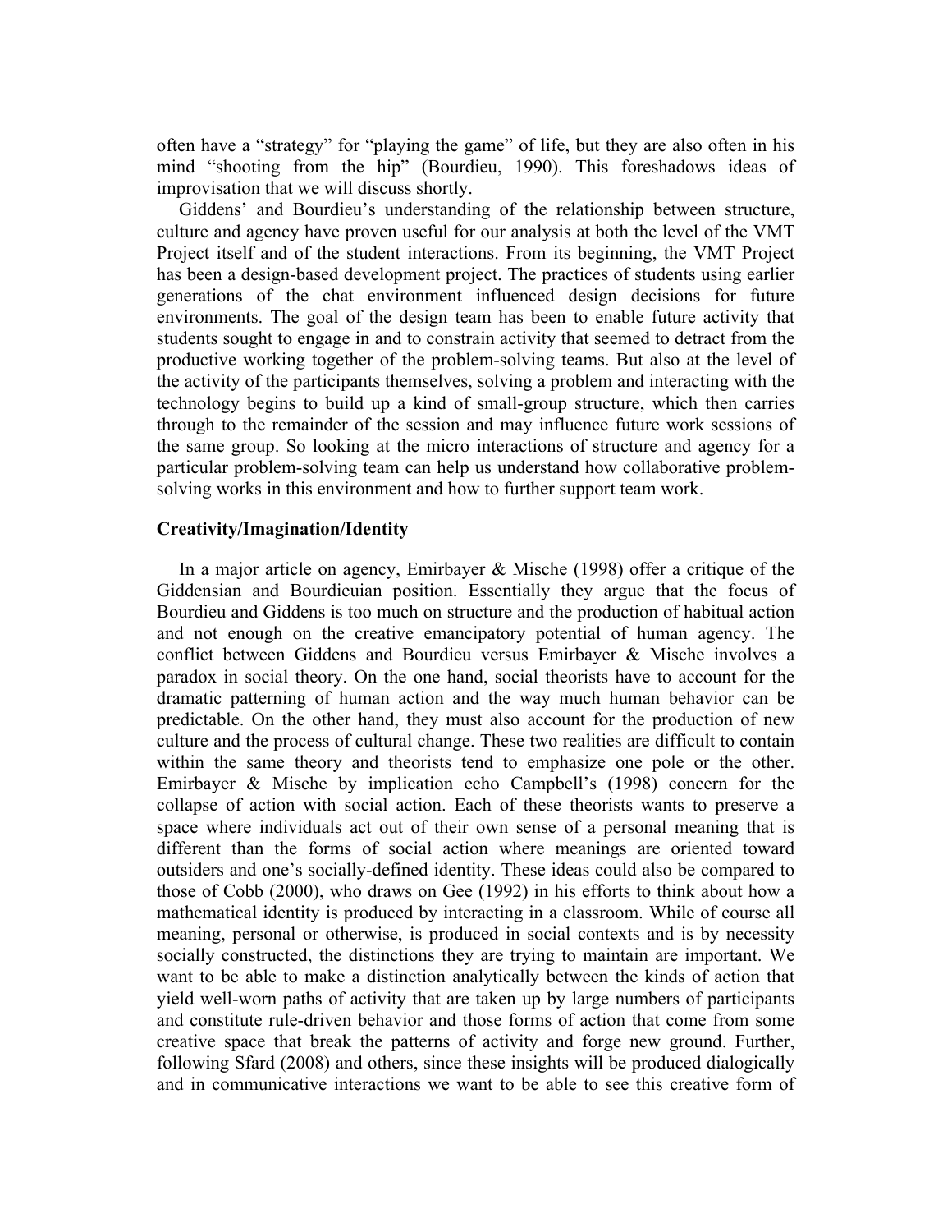often have a "strategy" for "playing the game" of life, but they are also often in his mind "shooting from the hip" (Bourdieu, 1990). This foreshadows ideas of improvisation that we will discuss shortly.

Giddens' and Bourdieu's understanding of the relationship between structure, culture and agency have proven useful for our analysis at both the level of the VMT Project itself and of the student interactions. From its beginning, the VMT Project has been a design-based development project. The practices of students using earlier generations of the chat environment influenced design decisions for future environments. The goal of the design team has been to enable future activity that students sought to engage in and to constrain activity that seemed to detract from the productive working together of the problem-solving teams. But also at the level of the activity of the participants themselves, solving a problem and interacting with the technology begins to build up a kind of small-group structure, which then carries through to the remainder of the session and may influence future work sessions of the same group. So looking at the micro interactions of structure and agency for a particular problem-solving team can help us understand how collaborative problem-solving works in this environment and how to further support team work.

### Creativity/Imagination/Identity

In a major article on agency, Emirbayer & Mische (1998) offer a critique of the Giddensian and Bourdieuian position. Essentially they argue that the focus of Bourdieu and Giddens is too much on structure and the production of habitual action and not enough on the creative emancipatory potential of human agency. The conflict between Giddens and Bourdieu versus Emirbayer & Mische involves a paradox in social theory. On the one hand, social theorists have to account for the dramatic patterning of human action and the way much human behavior can be predictable. On the other hand, they must also account for the production of new culture and the process of cultural change. These two realities are difficult to contain within the same theory and theorists tend to emphasize one pole or the other. Emirbayer & Mische by implication echo Campbell's (1998) concern for the collapse of action with social action. Each of these theorists wants to preserve a space where individuals act out of their own sense of a personal meaning that is different than the forms of social action where meanings are oriented toward outsiders and one's socially-defined identity. These ideas could also be compared to those of Cobb (2000), who draws on Gee (1992) in his efforts to think about how a mathematical identity is produced by interacting in a classroom. While of course all meaning, personal or otherwise, is produced in social contexts and is by necessity socially constructed, the distinctions they are trying to maintain are important. We want to be able to make a distinction analytically between the kinds of action that yield well-worn paths of activity that are taken up by large numbers of participants and constitute rule-driven behavior and those forms of action that come from some creative space that break the patterns of activity and forge new ground. Further, following Sfard (2008) and others, since these insights will be produced dialogically and in communicative interactions we want to be able to see this creative form of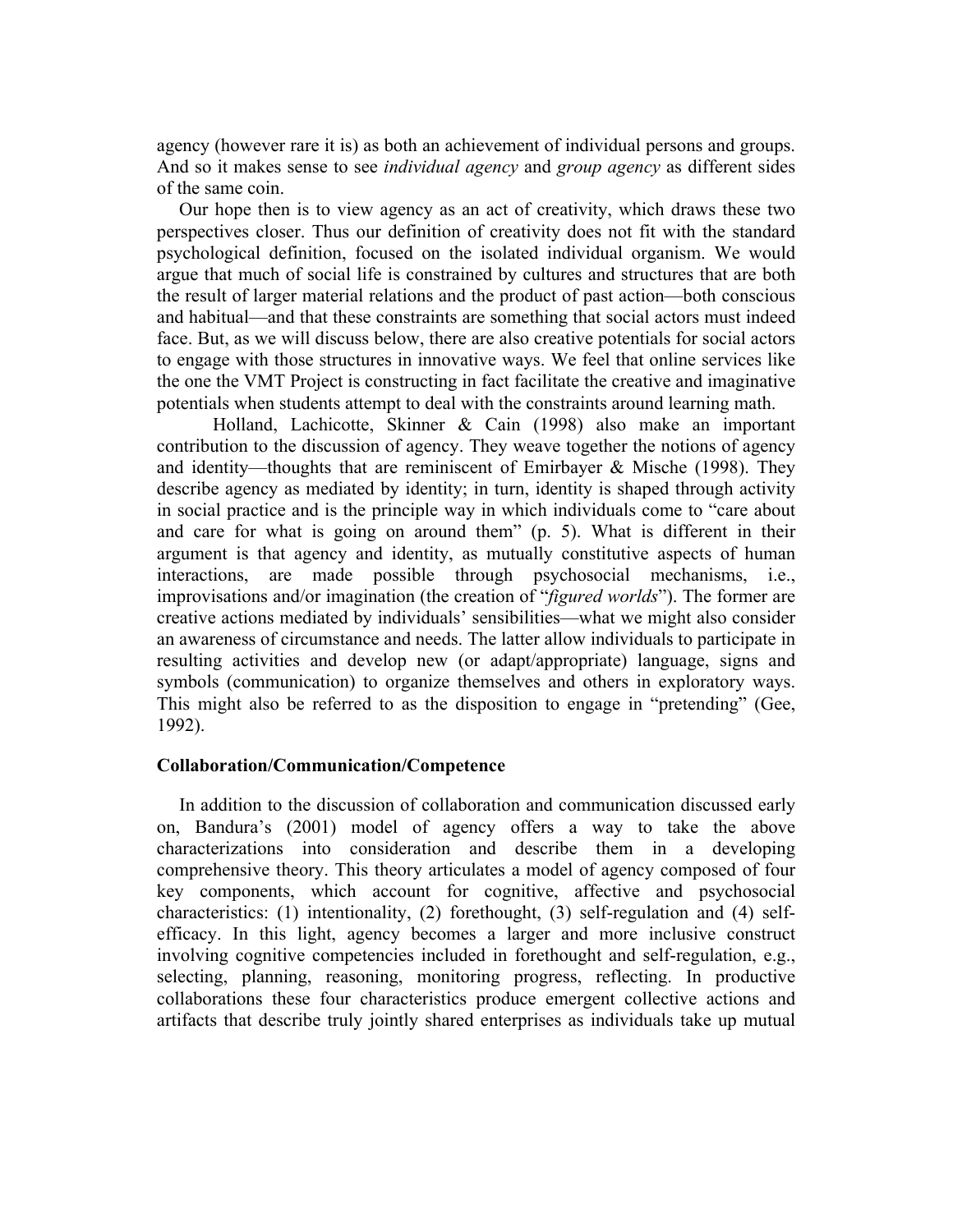agency (however rare it is) as both an achievement of individual persons and groups. And so it makes sense to see *individual agency* and *group agency* as different sides of the same coin.

Our hope then is to view agency as an act of creativity, which draws these two perspectives closer. Thus our definition of creativity does not fit with the standard psychological definition, focused on the isolated individual organism. We would argue that much of social life is constrained by cultures and structures that are both the result of larger material relations and the product of past action—both conscious and habitual—and that these constraints are something that social actors must indeed face. But, as we will discuss below, there are also creative potentials for social actors to engage with those structures in innovative ways. We feel that online services like the one the VMT Project is constructing in fact facilitate the creative and imaginative potentials when students attempt to deal with the constraints around learning math.

Holland, Lachicotte, Skinner & Cain (1998) also make an important contribution to the discussion of agency. They weave together the notions of agency and identity—thoughts that are reminiscent of Emirbayer & Mische (1998). They describe agency as mediated by identity; in turn, identity is shaped through activity in social practice and is the principle way in which individuals come to "care about and care for what is going on around them" (p. 5). What is different in their argument is that agency and identity, as mutually constitutive aspects of human interactions, are made possible through psychosocial mechanisms, i.e., improvisations and/or imagination (the creation of "*figured worlds*"). The former are creative actions mediated by individuals' sensibilities—what we might also consider an awareness of circumstance and needs. The latter allow individuals to participate in resulting activities and develop new (or adapt/appropriate) language, signs and symbols (communication) to organize themselves and others in exploratory ways. This might also be referred to as the disposition to engage in "pretending" (Gee, 1992).

**Collaboration/Communication/Competence**

In addition to the discussion of collaboration and communication discussed early on, Bandura's (2001) model of agency offers a way to take the above characterizations into consideration and describe them in a developing comprehensive theory. This theory articulates a model of agency composed of four key components, which account for cognitive, affective and psychosocial characteristics: (1) intentionality, (2) forethought, (3) self-regulation and (4) self-efficacy. In this light, agency becomes a larger and more inclusive construct involving cognitive competencies included in forethought and self-regulation, e.g., selecting, planning, reasoning, monitoring progress, reflecting. In productive collaborations these four characteristics produce emergent collective actions and artifacts that describe truly jointly shared enterprises as individuals take up mutual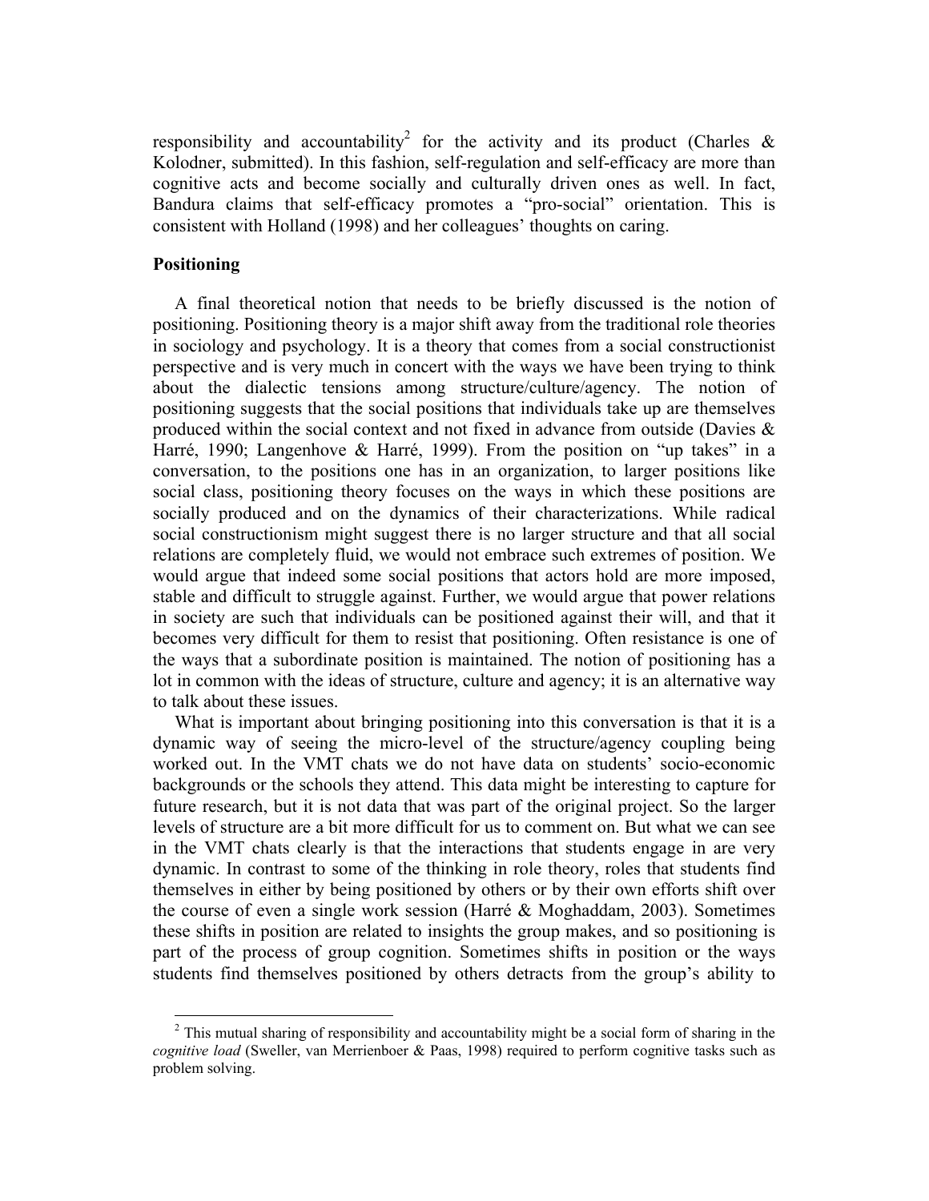responsibility and accountability[2] for the activity and its product (Charles & Kolodner, submitted). In this fashion, self-regulation and self-efficacy are more than cognitive acts and become socially and culturally driven ones as well. In fact, Bandura claims that self-efficacy promotes a "pro-social" orientation. This is consistent with Holland (1998) and her colleagues' thoughts on caring.

**Positioning**

A final theoretical notion that needs to be briefly discussed is the notion of positioning. Positioning theory is a major shift away from the traditional role theories in sociology and psychology. It is a theory that comes from a social constructionist perspective and is very much in concert with the ways we have been trying to think about the dialectic tensions among structure/culture/agency. The notion of positioning suggests that the social positions that individuals take up are themselves produced within the social context and not fixed in advance from outside (Davies & Harré, 1990; Langenhove & Harré, 1999). From the position on "up takes" in a conversation, to the positions one has in an organization, to larger positions like social class, positioning theory focuses on the ways in which these positions are socially produced and on the dynamics of their characterizations. While radical social constructionism might suggest there is no larger structure and that all social relations are completely fluid, we would not embrace such extremes of position. We would argue that indeed some social positions that actors hold are more imposed, stable and difficult to struggle against. Further, we would argue that power relations in society are such that individuals can be positioned against their will, and that it becomes very difficult for them to resist that positioning. Often resistance is one of the ways that a subordinate position is maintained. The notion of positioning has a lot in common with the ideas of structure, culture and agency; it is an alternative way to talk about these issues.

What is important about bringing positioning into this conversation is that it is a dynamic way of seeing the micro-level of the structure/agency coupling being worked out. In the VMT chats we do not have data on students' socio-economic backgrounds or the schools they attend. This data might be interesting to capture for future research, but it is not data that was part of the original project. So the larger levels of structure are a bit more difficult for us to comment on. But what we can see in the VMT chats clearly is that the interactions that students engage in are very dynamic. In contrast to some of the thinking in role theory, roles that students find themselves in either by being positioned by others or by their own efforts shift over the course of even a single work session (Harré & Moghaddam, 2003). Sometimes these shifts in position are related to insights the group makes, and so positioning is part of the process of group cognition. Sometimes shifts in position or the ways students find themselves positioned by others detracts from the group's ability to

[2] This mutual sharing of responsibility and accountability might be a social form of sharing in the *cognitive load* (Sweller, van Merrienboer & Paas, 1998) required to perform cognitive tasks such as problem solving.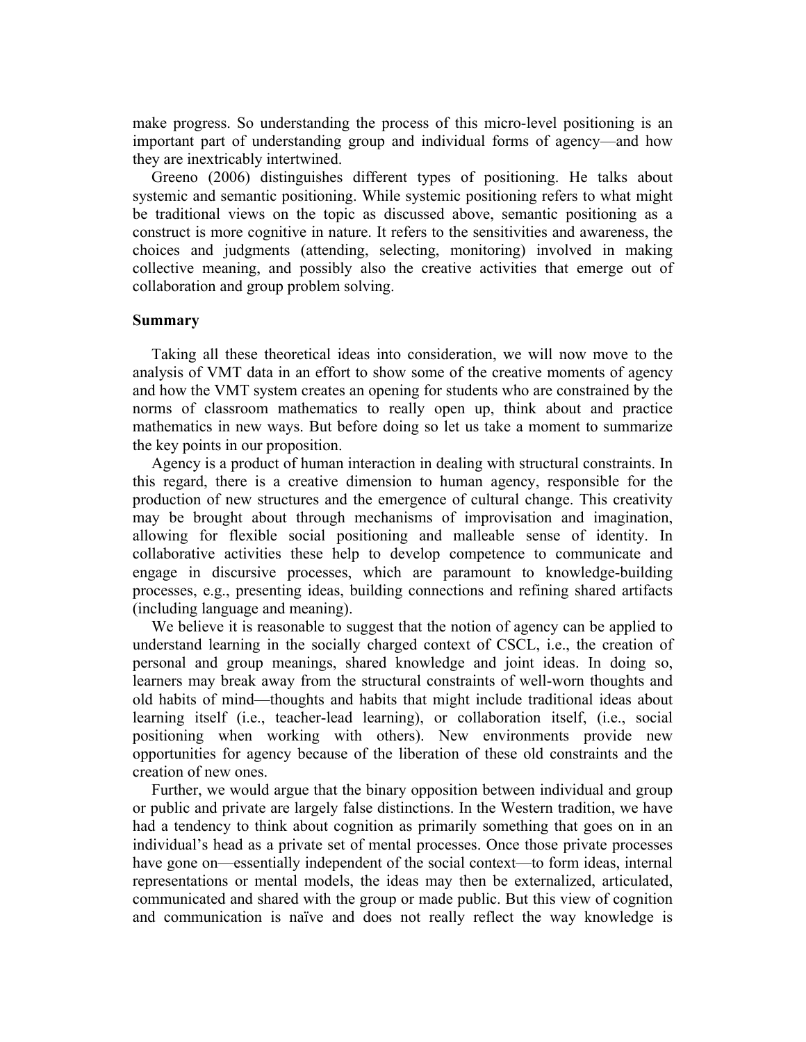make progress. So understanding the process of this micro-level positioning is an important part of understanding group and individual forms of agency—and how they are inextricably intertwined.

Greeno (2006) distinguishes different types of positioning. He talks about systemic and semantic positioning. While systemic positioning refers to what might be traditional views on the topic as discussed above, semantic positioning as a construct is more cognitive in nature. It refers to the sensitivities and awareness, the choices and judgments (attending, selecting, monitoring) involved in making collective meaning, and possibly also the creative activities that emerge out of collaboration and group problem solving.

### Summary

Taking all these theoretical ideas into consideration, we will now move to the analysis of VMT data in an effort to show some of the creative moments of agency and how the VMT system creates an opening for students who are constrained by the norms of classroom mathematics to really open up, think about and practice mathematics in new ways. But before doing so let us take a moment to summarize the key points in our proposition.

Agency is a product of human interaction in dealing with structural constraints. In this regard, there is a creative dimension to human agency, responsible for the production of new structures and the emergence of cultural change. This creativity may be brought about through mechanisms of improvisation and imagination, allowing for flexible social positioning and malleable sense of identity. In collaborative activities these help to develop competence to communicate and engage in discursive processes, which are paramount to knowledge-building processes, e.g., presenting ideas, building connections and refining shared artifacts (including language and meaning).

We believe it is reasonable to suggest that the notion of agency can be applied to understand learning in the socially charged context of CSCL, i.e., the creation of personal and group meanings, shared knowledge and joint ideas. In doing so, learners may break away from the structural constraints of well-worn thoughts and old habits of mind—thoughts and habits that might include traditional ideas about learning itself (i.e., teacher-lead learning), or collaboration itself, (i.e., social positioning when working with others). New environments provide new opportunities for agency because of the liberation of these old constraints and the creation of new ones.

Further, we would argue that the binary opposition between individual and group or public and private are largely false distinctions. In the Western tradition, we have had a tendency to think about cognition as primarily something that goes on in an individual's head as a private set of mental processes. Once those private processes have gone on—essentially independent of the social context—to form ideas, internal representations or mental models, the ideas may then be externalized, articulated, communicated and shared with the group or made public. But this view of cognition and communication is naïve and does not really reflect the way knowledge is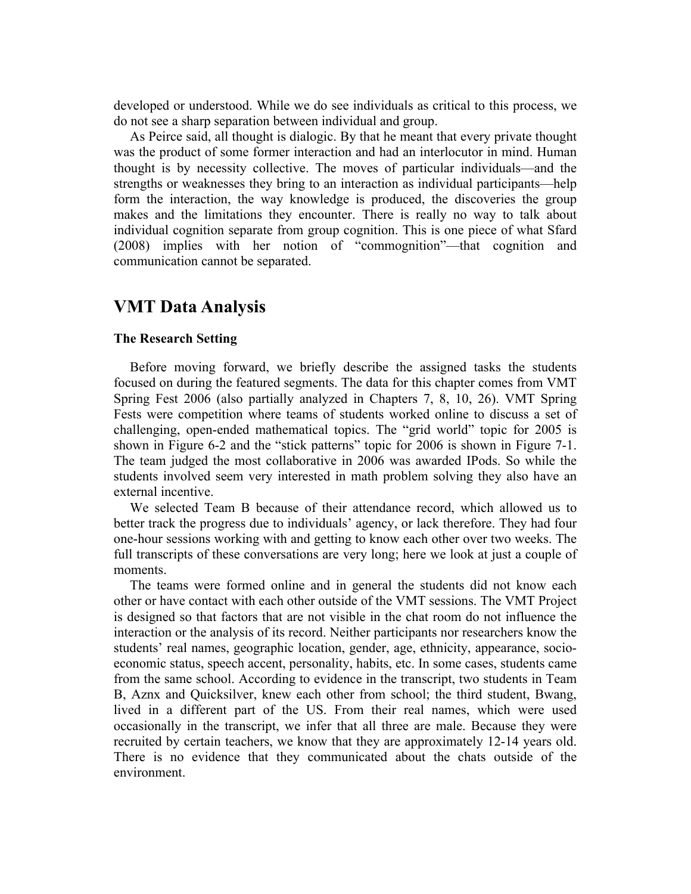developed or understood. While we do see individuals as critical to this process, we do not see a sharp separation between individual and group.

As Peirce said, all thought is dialogic. By that he meant that every private thought was the product of some former interaction and had an interlocutor in mind. Human thought is by necessity collective. The moves of particular individuals—and the strengths or weaknesses they bring to an interaction as individual participants—help form the interaction, the way knowledge is produced, the discoveries the group makes and the limitations they encounter. There is really no way to talk about individual cognition separate from group cognition. This is one piece of what Sfard (2008) implies with her notion of "commognition"—that cognition and communication cannot be separated.

## VMT Data Analysis

### The Research Setting

Before moving forward, we briefly describe the assigned tasks the students focused on during the featured segments. The data for this chapter comes from VMT Spring Fest 2006 (also partially analyzed in Chapters 7, 8, 10, 26). VMT Spring Fests were competition where teams of students worked online to discuss a set of challenging, open-ended mathematical topics. The "grid world" topic for 2005 is shown in Figure 6-2 and the "stick patterns" topic for 2006 is shown in Figure 7-1. The team judged the most collaborative in 2006 was awarded IPods. So while the students involved seem very interested in math problem solving they also have an external incentive.

We selected Team B because of their attendance record, which allowed us to better track the progress due to individuals' agency, or lack therefore. They had four one-hour sessions working with and getting to know each other over two weeks. The full transcripts of these conversations are very long; here we look at just a couple of moments.

The teams were formed online and in general the students did not know each other or have contact with each other outside of the VMT sessions. The VMT Project is designed so that factors that are not visible in the chat room do not influence the interaction or the analysis of its record. Neither participants nor researchers know the students' real names, geographic location, gender, age, ethnicity, appearance, socio-economic status, speech accent, personality, habits, etc. In some cases, students came from the same school. According to evidence in the transcript, two students in Team B, Aznx and Quicksilver, knew each other from school; the third student, Bwang, lived in a different part of the US. From their real names, which were used occasionally in the transcript, we infer that all three are male. Because they were recruited by certain teachers, we know that they are approximately 12-14 years old. There is no evidence that they communicated about the chats outside of the environment.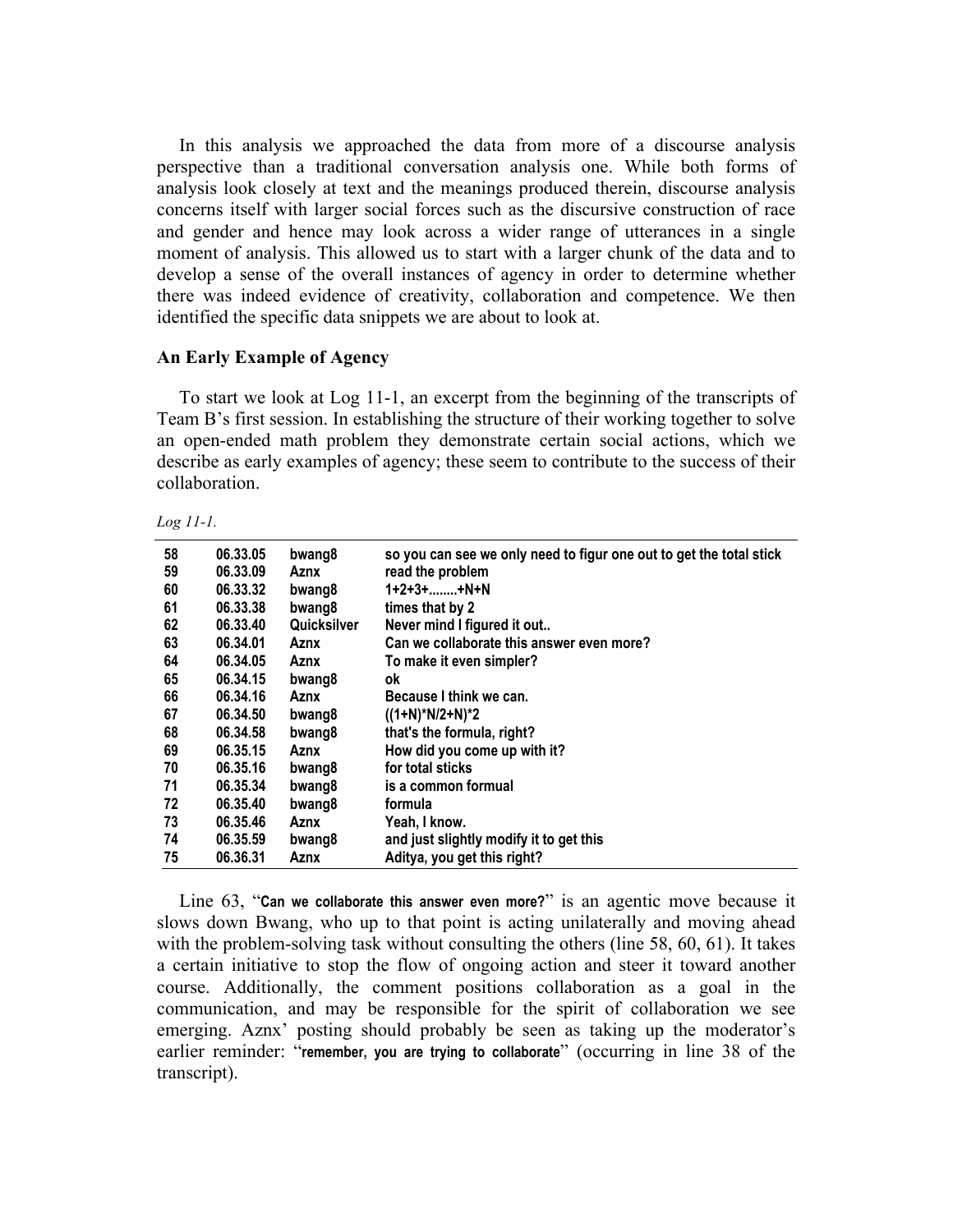In this analysis we approached the data from more of a discourse analysis perspective than a traditional conversation analysis one. While both forms of analysis look closely at text and the meanings produced therein, discourse analysis concerns itself with larger social forces such as the discursive construction of race and gender and hence may look across a wider range of utterances in a single moment of analysis. This allowed us to start with a larger chunk of the data and to develop a sense of the overall instances of agency in order to determine whether there was indeed evidence of creativity, collaboration and competence. We then identified the specific data snippets we are about to look at.

### An Early Example of Agency

To start we look at Log 11-1, an excerpt from the beginning of the transcripts of Team B's first session. In establishing the structure of their working together to solve an open-ended math problem they demonstrate certain social actions, which we describe as early examples of agency; these seem to contribute to the success of their collaboration.

*Log 11-1.*

| | | | |
|---|---|---|---|
| 58 | 06.33.05 | bwang8 | so you can see we only need to figur one out to get the total stick |
| 59 | 06.33.09 | Aznx | read the problem |
| 60 | 06.33.32 | bwang8 | 1+2+3+........+N+N |
| 61 | 06.33.38 | bwang8 | times that by 2 |
| 62 | 06.33.40 | Quicksilver | Never mind I figured it out.. |
| 63 | 06.34.01 | Aznx | Can we collaborate this answer even more? |
| 64 | 06.34.05 | Aznx | To make it even simpler? |
| 65 | 06.34.15 | bwang8 | ok |
| 66 | 06.34.16 | Aznx | Because I think we can. |
| 67 | 06.34.50 | bwang8 | ((1+N)*N/2+N)*2 |
| 68 | 06.34.58 | bwang8 | that's the formula, right? |
| 69 | 06.35.15 | Aznx | How did you come up with it? |
| 70 | 06.35.16 | bwang8 | for total sticks |
| 71 | 06.35.34 | bwang8 | is a common formual |
| 72 | 06.35.40 | bwang8 | formula |
| 73 | 06.35.46 | Aznx | Yeah, I know. |
| 74 | 06.35.59 | bwang8 | and just slightly modify it to get this |
| 75 | 06.36.31 | Aznx | Aditya, you get this right? |

Line 63, "**Can we collaborate this answer even more?**" is an agentic move because it slows down Bwang, who up to that point is acting unilaterally and moving ahead with the problem-solving task without consulting the others (line 58, 60, 61). It takes a certain initiative to stop the flow of ongoing action and steer it toward another course. Additionally, the comment positions collaboration as a goal in the communication, and may be responsible for the spirit of collaboration we see emerging. Aznx' posting should probably be seen as taking up the moderator's earlier reminder: "**remember, you are trying to collaborate**" (occurring in line 38 of the transcript).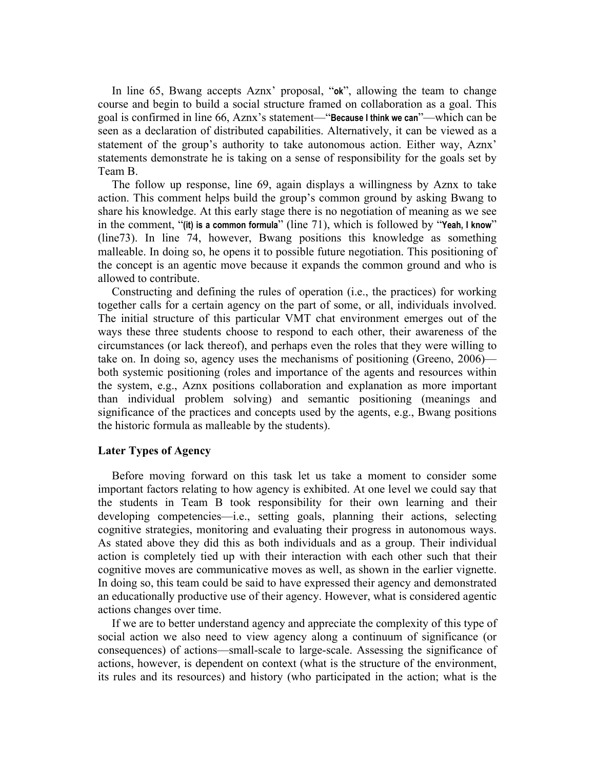In line 65, Bwang accepts Aznx' proposal, "**ok**", allowing the team to change course and begin to build a social structure framed on collaboration as a goal. This goal is confirmed in line 66, Aznx's statement—"**Because I think we can**"—which can be seen as a declaration of distributed capabilities. Alternatively, it can be viewed as a statement of the group's authority to take autonomous action. Either way, Aznx' statements demonstrate he is taking on a sense of responsibility for the goals set by Team B.

The follow up response, line 69, again displays a willingness by Aznx to take action. This comment helps build the group's common ground by asking Bwang to share his knowledge. At this early stage there is no negotiation of meaning as we see in the comment, "**(it) is a common formula**" (line 71), which is followed by "**Yeah, I know**" (line73). In line 74, however, Bwang positions this knowledge as something malleable. In doing so, he opens it to possible future negotiation. This positioning of the concept is an agentic move because it expands the common ground and who is allowed to contribute.

Constructing and defining the rules of operation (i.e., the practices) for working together calls for a certain agency on the part of some, or all, individuals involved. The initial structure of this particular VMT chat environment emerges out of the ways these three students choose to respond to each other, their awareness of the circumstances (or lack thereof), and perhaps even the roles that they were willing to take on. In doing so, agency uses the mechanisms of positioning (Greeno, 2006)—both systemic positioning (roles and importance of the agents and resources within the system, e.g., Aznx positions collaboration and explanation as more important than individual problem solving) and semantic positioning (meanings and significance of the practices and concepts used by the agents, e.g., Bwang positions the historic formula as malleable by the students).

### Later Types of Agency

Before moving forward on this task let us take a moment to consider some important factors relating to how agency is exhibited. At one level we could say that the students in Team B took responsibility for their own learning and their developing competencies—i.e., setting goals, planning their actions, selecting cognitive strategies, monitoring and evaluating their progress in autonomous ways. As stated above they did this as both individuals and as a group. Their individual action is completely tied up with their interaction with each other such that their cognitive moves are communicative moves as well, as shown in the earlier vignette. In doing so, this team could be said to have expressed their agency and demonstrated an educationally productive use of their agency. However, what is considered agentic actions changes over time.

If we are to better understand agency and appreciate the complexity of this type of social action we also need to view agency along a continuum of significance (or consequences) of actions—small-scale to large-scale. Assessing the significance of actions, however, is dependent on context (what is the structure of the environment, its rules and its resources) and history (who participated in the action; what is the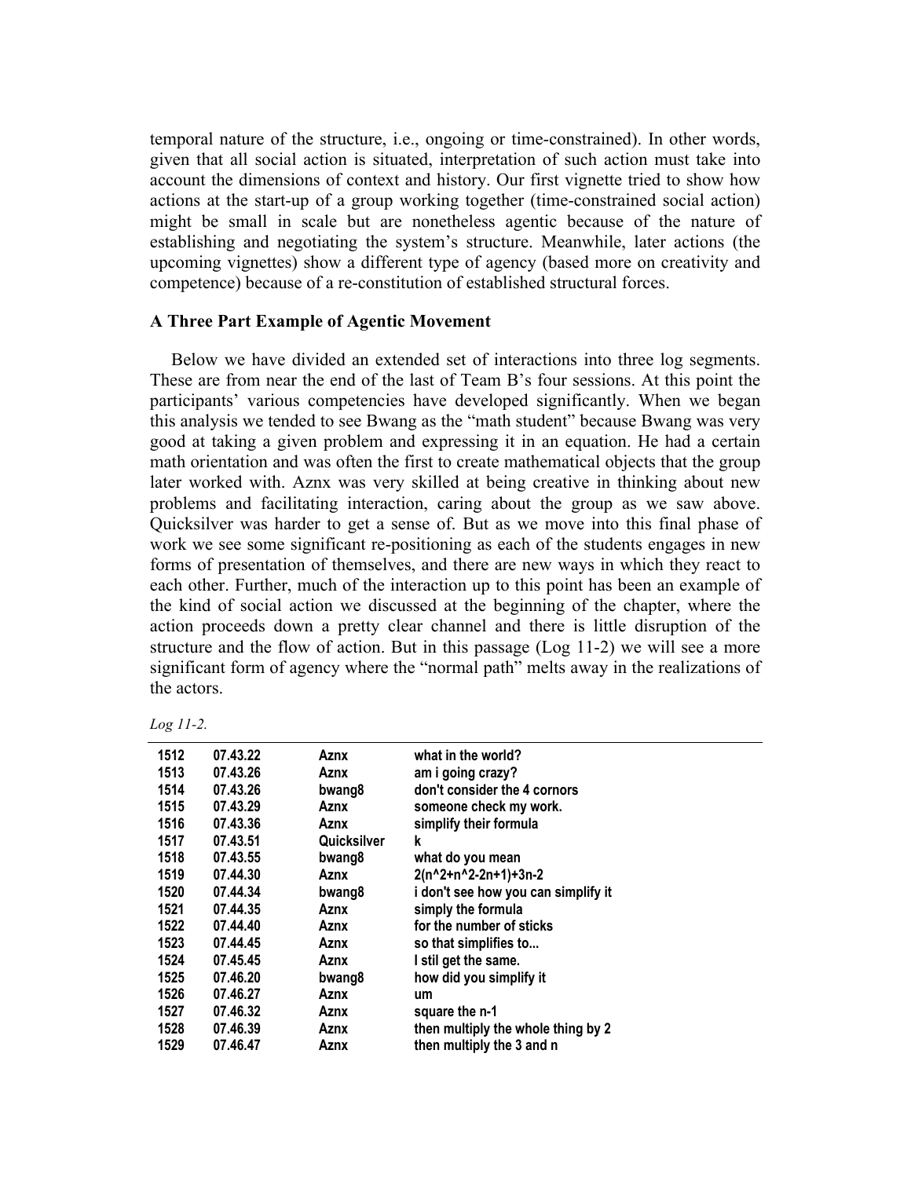temporal nature of the structure, i.e., ongoing or time-constrained). In other words, given that all social action is situated, interpretation of such action must take into account the dimensions of context and history. Our first vignette tried to show how actions at the start-up of a group working together (time-constrained social action) might be small in scale but are nonetheless agentic because of the nature of establishing and negotiating the system's structure. Meanwhile, later actions (the upcoming vignettes) show a different type of agency (based more on creativity and competence) because of a re-constitution of established structural forces.

### A Three Part Example of Agentic Movement

Below we have divided an extended set of interactions into three log segments. These are from near the end of the last of Team B's four sessions. At this point the participants' various competencies have developed significantly. When we began this analysis we tended to see Bwang as the "math student" because Bwang was very good at taking a given problem and expressing it in an equation. He had a certain math orientation and was often the first to create mathematical objects that the group later worked with. Aznx was very skilled at being creative in thinking about new problems and facilitating interaction, caring about the group as we saw above. Quicksilver was harder to get a sense of. But as we move into this final phase of work we see some significant re-positioning as each of the students engages in new forms of presentation of themselves, and there are new ways in which they react to each other. Further, much of the interaction up to this point has been an example of the kind of social action we discussed at the beginning of the chapter, where the action proceeds down a pretty clear channel and there is little disruption of the structure and the flow of action. But in this passage (Log 11-2) we will see a more significant form of agency where the "normal path" melts away in the realizations of the actors.

*Log 11-2.*

| | | | |
|---|---|---|---|
| 1512 | 07.43.22 | Aznx | what in the world? |
| 1513 | 07.43.26 | Aznx | am i going crazy? |
| 1514 | 07.43.26 | bwang8 | don't consider the 4 cornors |
| 1515 | 07.43.29 | Aznx | someone check my work. |
| 1516 | 07.43.36 | Aznx | simplify their formula |
| 1517 | 07.43.51 | Quicksilver | k |
| 1518 | 07.43.55 | bwang8 | what do you mean |
| 1519 | 07.44.30 | Aznx | 2(n^2+n^2-2n+1)+3n-2 |
| 1520 | 07.44.34 | bwang8 | i don't see how you can simplify it |
| 1521 | 07.44.35 | Aznx | simply the formula |
| 1522 | 07.44.40 | Aznx | for the number of sticks |
| 1523 | 07.44.45 | Aznx | so that simplifies to... |
| 1524 | 07.45.45 | Aznx | I stil get the same. |
| 1525 | 07.46.20 | bwang8 | how did you simplify it |
| 1526 | 07.46.27 | Aznx | um |
| 1527 | 07.46.32 | Aznx | square the n-1 |
| 1528 | 07.46.39 | Aznx | then multiply the whole thing by 2 |
| 1529 | 07.46.47 | Aznx | then multiply the 3 and n |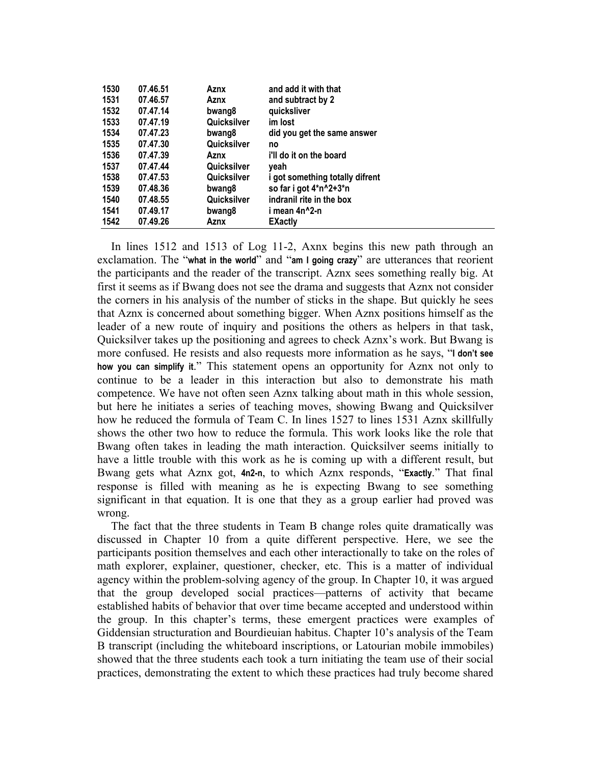| | | | |
|---|---|---|---|
| 1530 | 07.46.51 | Aznx | and add it with that |
| 1531 | 07.46.57 | Aznx | and subtract by 2 |
| 1532 | 07.47.14 | bwang8 | quicksliver |
| 1533 | 07.47.19 | Quicksilver | im lost |
| 1534 | 07.47.23 | bwang8 | did you get the same answer |
| 1535 | 07.47.30 | Quicksilver | no |
| 1536 | 07.47.39 | Aznx | i'll do it on the board |
| 1537 | 07.47.44 | Quicksilver | yeah |
| 1538 | 07.47.53 | Quicksilver | i got something totally difrent |
| 1539 | 07.48.36 | bwang8 | so far i got 4*n^2+3*n |
| 1540 | 07.48.55 | Quicksilver | indranil rite in the box |
| 1541 | 07.49.17 | bwang8 | i mean 4n^2-n |
| 1542 | 07.49.26 | Aznx | EXactly |

In lines 1512 and 1513 of Log 11-2, Axnx begins this new path through an exclamation. The "**what in the world**" and "**am I going crazy**" are utterances that reorient the participants and the reader of the transcript. Aznx sees something really big. At first it seems as if Bwang does not see the drama and suggests that Aznx not consider the corners in his analysis of the number of sticks in the shape. But quickly he sees that Aznx is concerned about something bigger. When Aznx positions himself as the leader of a new route of inquiry and positions the others as helpers in that task, Quicksilver takes up the positioning and agrees to check Aznx's work. But Bwang is more confused. He resists and also requests more information as he says, "**I don't see how you can simplify it.**" This statement opens an opportunity for Aznx not only to continue to be a leader in this interaction but also to demonstrate his math competence. We have not often seen Aznx talking about math in this whole session, but here he initiates a series of teaching moves, showing Bwang and Quicksilver how he reduced the formula of Team C. In lines 1527 to lines 1531 Aznx skillfully shows the other two how to reduce the formula. This work looks like the role that Bwang often takes in leading the math interaction. Quicksilver seems initially to have a little trouble with this work as he is coming up with a different result, but Bwang gets what Aznx got, **4n2-n**, to which Aznx responds, "**Exactly**." That final response is filled with meaning as he is expecting Bwang to see something significant in that equation. It is one that they as a group earlier had proved was wrong.

The fact that the three students in Team B change roles quite dramatically was discussed in Chapter 10 from a quite different perspective. Here, we see the participants position themselves and each other interactionally to take on the roles of math explorer, explainer, questioner, checker, etc. This is a matter of individual agency within the problem-solving agency of the group. In Chapter 10, it was argued that the group developed social practices—patterns of activity that became established habits of behavior that over time became accepted and understood within the group. In this chapter's terms, these emergent practices were examples of Giddensian structuration and Bourdieuian habitus. Chapter 10's analysis of the Team B transcript (including the whiteboard inscriptions, or Latourian mobile immobiles) showed that the three students each took a turn initiating the team use of their social practices, demonstrating the extent to which these practices had truly become shared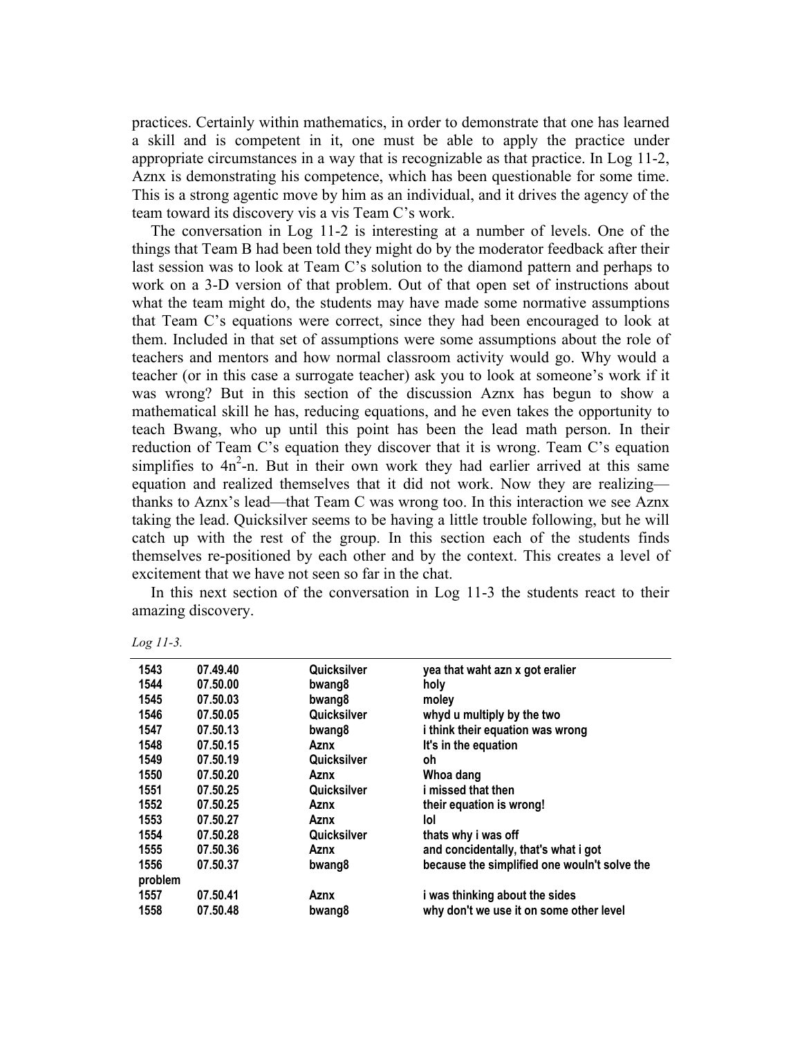practices. Certainly within mathematics, in order to demonstrate that one has learned a skill and is competent in it, one must be able to apply the practice under appropriate circumstances in a way that is recognizable as that practice. In Log 11-2, Aznx is demonstrating his competence, which has been questionable for some time. This is a strong agentic move by him as an individual, and it drives the agency of the team toward its discovery vis a vis Team C's work.

The conversation in Log 11-2 is interesting at a number of levels. One of the things that Team B had been told they might do by the moderator feedback after their last session was to look at Team C's solution to the diamond pattern and perhaps to work on a 3-D version of that problem. Out of that open set of instructions about what the team might do, the students may have made some normative assumptions that Team C's equations were correct, since they had been encouraged to look at them. Included in that set of assumptions were some assumptions about the role of teachers and mentors and how normal classroom activity would go. Why would a teacher (or in this case a surrogate teacher) ask you to look at someone's work if it was wrong? But in this section of the discussion Aznx has begun to show a mathematical skill he has, reducing equations, and he even takes the opportunity to teach Bwang, who up until this point has been the lead math person. In their reduction of Team C's equation they discover that it is wrong. Team C's equation simplifies to $4n^2$-n. But in their own work they had earlier arrived at this same equation and realized themselves that it did not work. Now they are realizing—thanks to Aznx's lead—that Team C was wrong too. In this interaction we see Aznx taking the lead. Quicksilver seems to be having a little trouble following, but he will catch up with the rest of the group. In this section each of the students finds themselves re-positioned by each other and by the context. This creates a level of excitement that we have not seen so far in the chat.

In this next section of the conversation in Log 11-3 the students react to their amazing discovery.

*Log 11-3.*

| | | | |
|---|---|---|---|
| 1543 | 07.49.40 | Quicksilver | yea that waht azn x got eralier |
| 1544 | 07.50.00 | bwang8 | holy |
| 1545 | 07.50.03 | bwang8 | moley |
| 1546 | 07.50.05 | Quicksilver | whyd u multiply by the two |
| 1547 | 07.50.13 | bwang8 | i think their equation was wrong |
| 1548 | 07.50.15 | Aznx | It's in the equation |
| 1549 | 07.50.19 | Quicksilver | oh |
| 1550 | 07.50.20 | Aznx | Whoa dang |
| 1551 | 07.50.25 | Quicksilver | i missed that then |
| 1552 | 07.50.25 | Aznx | their equation is wrong! |
| 1553 | 07.50.27 | Aznx | lol |
| 1554 | 07.50.28 | Quicksilver | thats why i was off |
| 1555 | 07.50.36 | Aznx | and concidentally, that's what i got |
| 1556 | 07.50.37 | bwang8 | because the simplified one wouln't solve the problem |
| 1557 | 07.50.41 | Aznx | i was thinking about the sides |
| 1558 | 07.50.48 | bwang8 | why don't we use it on some other level |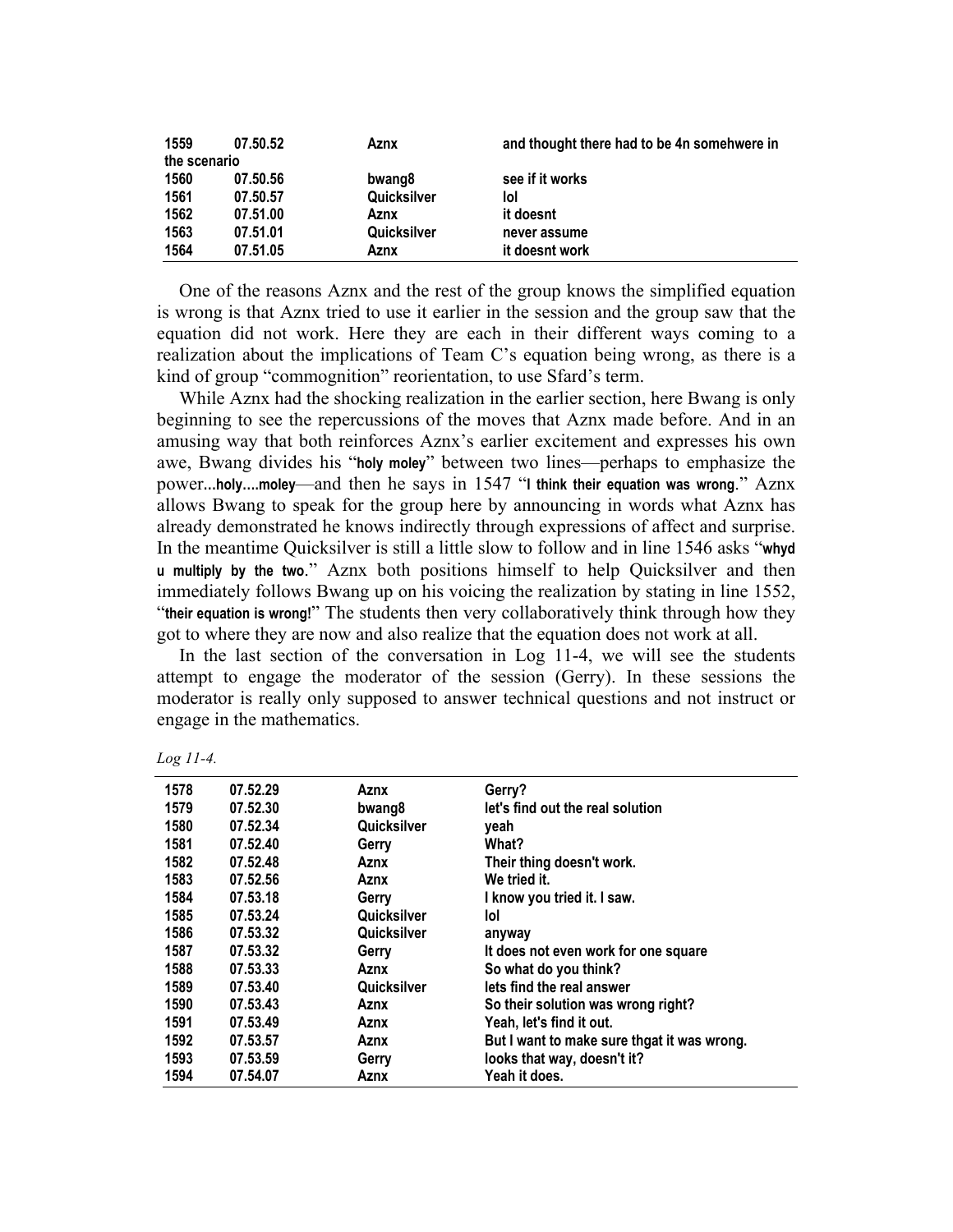| | | | |
|---|---|---|---|
| 1559 | 07.50.52 | Aznx | and thought there had to be 4n somehwere in the scenario |
| 1560 | 07.50.56 | bwang8 | see if it works |
| 1561 | 07.50.57 | Quicksilver | lol |
| 1562 | 07.51.00 | Aznx | it doesnt |
| 1563 | 07.51.01 | Quicksilver | never assume |
| 1564 | 07.51.05 | Aznx | it doesnt work |

One of the reasons Aznx and the rest of the group knows the simplified equation is wrong is that Aznx tried to use it earlier in the session and the group saw that the equation did not work. Here they are each in their different ways coming to a realization about the implications of Team C's equation being wrong, as there is a kind of group "commognition" reorientation, to use Sfard's term.

While Aznx had the shocking realization in the earlier section, here Bwang is only beginning to see the repercussions of the moves that Aznx made before. And in an amusing way that both reinforces Aznx's earlier excitement and expresses his own awe, Bwang divides his "**holy moley**" between two lines—perhaps to emphasize the power...**holy....moley**—and then he says in 1547 "**I think their equation was wrong**." Aznx allows Bwang to speak for the group here by announcing in words what Aznx has already demonstrated he knows indirectly through expressions of affect and surprise. In the meantime Quicksilver is still a little slow to follow and in line 1546 asks "**whyd u multiply by the two**." Aznx both positions himself to help Quicksilver and then immediately follows Bwang up on his voicing the realization by stating in line 1552, "**their equation is wrong!**" The students then very collaboratively think through how they got to where they are now and also realize that the equation does not work at all.

In the last section of the conversation in Log 11-4, we will see the students attempt to engage the moderator of the session (Gerry). In these sessions the moderator is really only supposed to answer technical questions and not instruct or engage in the mathematics.

*Log 11-4.*

| | | | |
|---|---|---|---|
| 1578 | 07.52.29 | Aznx | Gerry? |
| 1579 | 07.52.30 | bwang8 | let's find out the real solution |
| 1580 | 07.52.34 | Quicksilver | yeah |
| 1581 | 07.52.40 | Gerry | What? |
| 1582 | 07.52.48 | Aznx | Their thing doesn't work. |
| 1583 | 07.52.56 | Aznx | We tried it. |
| 1584 | 07.53.18 | Gerry | I know you tried it. I saw. |
| 1585 | 07.53.24 | Quicksilver | lol |
| 1586 | 07.53.32 | Quicksilver | anyway |
| 1587 | 07.53.32 | Gerry | It does not even work for one square |
| 1588 | 07.53.33 | Aznx | So what do you think? |
| 1589 | 07.53.40 | Quicksilver | lets find the real answer |
| 1590 | 07.53.43 | Aznx | So their solution was wrong right? |
| 1591 | 07.53.49 | Aznx | Yeah, let's find it out. |
| 1592 | 07.53.57 | Aznx | But I want to make sure thgat it was wrong. |
| 1593 | 07.53.59 | Gerry | looks that way, doesn't it? |
| 1594 | 07.54.07 | Aznx | Yeah it does. |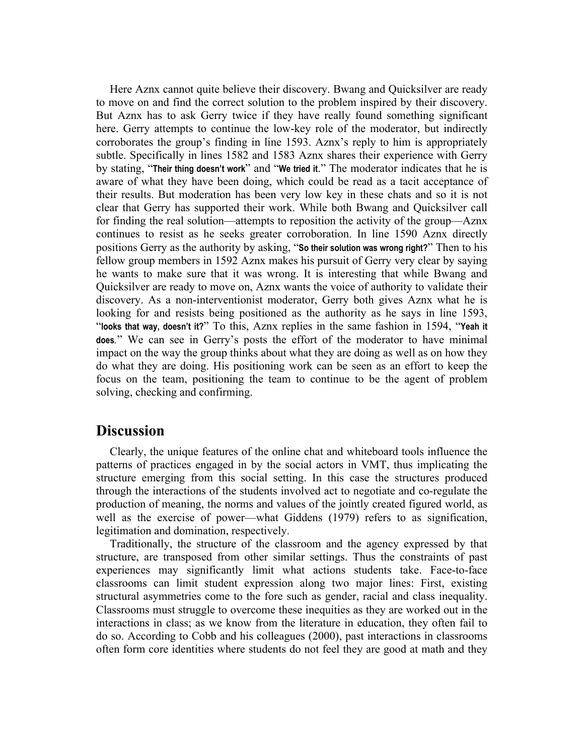Here Aznx cannot quite believe their discovery. Bwang and Quicksilver are ready to move on and find the correct solution to the problem inspired by their discovery. But Aznx has to ask Gerry twice if they have really found something significant here. Gerry attempts to continue the low-key role of the moderator, but indirectly corroborates the group's finding in line 1593. Aznx's reply to him is appropriately subtle. Specifically in lines 1582 and 1583 Aznx shares their experience with Gerry by stating, "**Their thing doesn't work**" and "**We tried it**." The moderator indicates that he is aware of what they have been doing, which could be read as a tacit acceptance of their results. But moderation has been very low key in these chats and so it is not clear that Gerry has supported their work. While both Bwang and Quicksilver call for finding the real solution—attempts to reposition the activity of the group—Aznx continues to resist as he seeks greater corroboration. In line 1590 Aznx directly positions Gerry as the authority by asking, "**So their solution was wrong right?**" Then to his fellow group members in 1592 Aznx makes his pursuit of Gerry very clear by saying he wants to make sure that it was wrong. It is interesting that while Bwang and Quicksilver are ready to move on, Aznx wants the voice of authority to validate their discovery. As a non-interventionist moderator, Gerry both gives Aznx what he is looking for and resists being positioned as the authority as he says in line 1593, "**looks that way, doesn't it?**" To this, Aznx replies in the same fashion in 1594, "**Yeah it does**." We can see in Gerry's posts the effort of the moderator to have minimal impact on the way the group thinks about what they are doing as well as on how they do what they are doing. His positioning work can be seen as an effort to keep the focus on the team, positioning the team to continue to be the agent of problem solving, checking and confirming.

## Discussion

Clearly, the unique features of the online chat and whiteboard tools influence the patterns of practices engaged in by the social actors in VMT, thus implicating the structure emerging from this social setting. In this case the structures produced through the interactions of the students involved act to negotiate and co-regulate the production of meaning, the norms and values of the jointly created figured world, as well as the exercise of power—what Giddens (1979) refers to as signification, legitimation and domination, respectively.

Traditionally, the structure of the classroom and the agency expressed by that structure, are transposed from other similar settings. Thus the constraints of past experiences may significantly limit what actions students take. Face-to-face classrooms can limit student expression along two major lines: First, existing structural asymmetries come to the fore such as gender, racial and class inequality. Classrooms must struggle to overcome these inequities as they are worked out in the interactions in class; as we know from the literature in education, they often fail to do so. According to Cobb and his colleagues (2000), past interactions in classrooms often form core identities where students do not feel they are good at math and they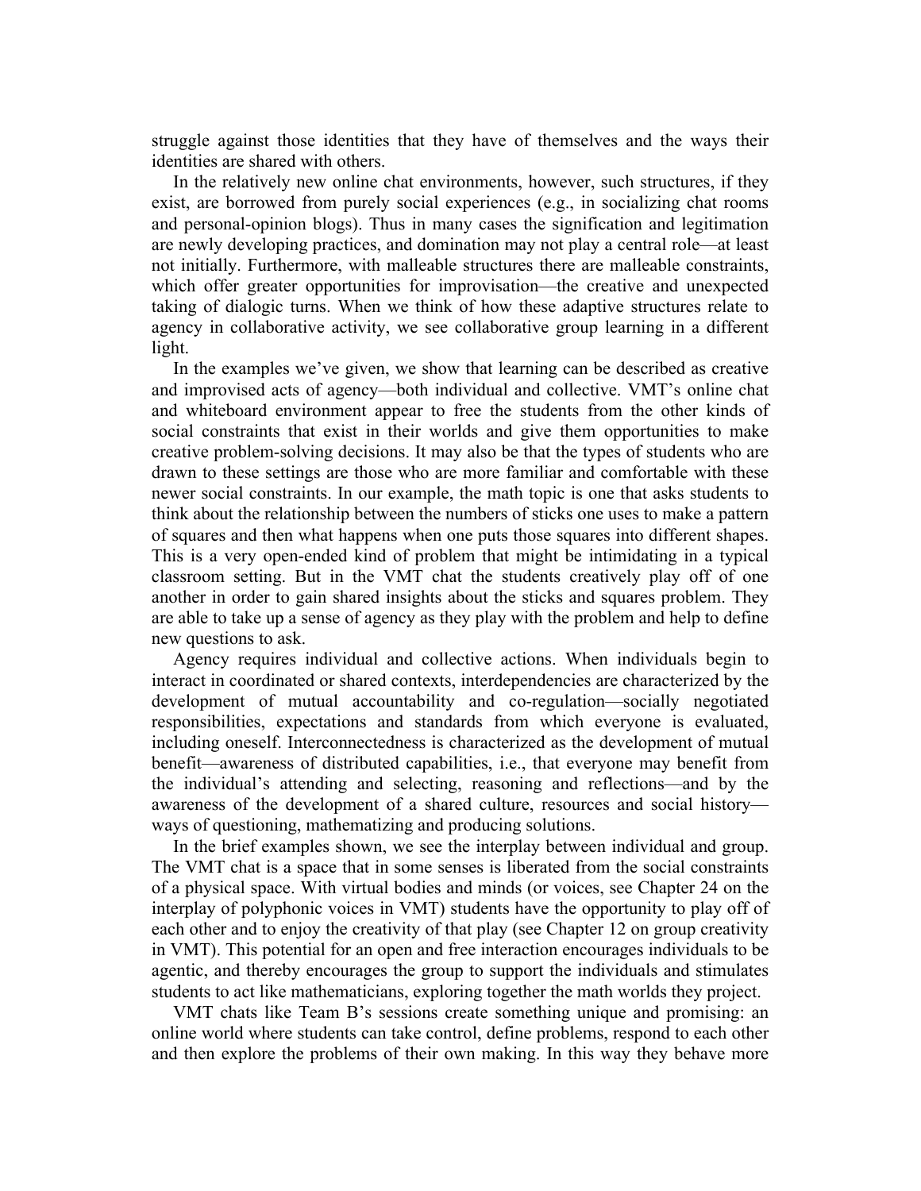struggle against those identities that they have of themselves and the ways their identities are shared with others.

In the relatively new online chat environments, however, such structures, if they exist, are borrowed from purely social experiences (e.g., in socializing chat rooms and personal-opinion blogs). Thus in many cases the signification and legitimation are newly developing practices, and domination may not play a central role—at least not initially. Furthermore, with malleable structures there are malleable constraints, which offer greater opportunities for improvisation—the creative and unexpected taking of dialogic turns. When we think of how these adaptive structures relate to agency in collaborative activity, we see collaborative group learning in a different light.

In the examples we've given, we show that learning can be described as creative and improvised acts of agency—both individual and collective. VMT's online chat and whiteboard environment appear to free the students from the other kinds of social constraints that exist in their worlds and give them opportunities to make creative problem-solving decisions. It may also be that the types of students who are drawn to these settings are those who are more familiar and comfortable with these newer social constraints. In our example, the math topic is one that asks students to think about the relationship between the numbers of sticks one uses to make a pattern of squares and then what happens when one puts those squares into different shapes. This is a very open-ended kind of problem that might be intimidating in a typical classroom setting. But in the VMT chat the students creatively play off of one another in order to gain shared insights about the sticks and squares problem. They are able to take up a sense of agency as they play with the problem and help to define new questions to ask.

Agency requires individual and collective actions. When individuals begin to interact in coordinated or shared contexts, interdependencies are characterized by the development of mutual accountability and co-regulation—socially negotiated responsibilities, expectations and standards from which everyone is evaluated, including oneself. Interconnectedness is characterized as the development of mutual benefit—awareness of distributed capabilities, i.e., that everyone may benefit from the individual's attending and selecting, reasoning and reflections—and by the awareness of the development of a shared culture, resources and social history—ways of questioning, mathematizing and producing solutions.

In the brief examples shown, we see the interplay between individual and group. The VMT chat is a space that in some senses is liberated from the social constraints of a physical space. With virtual bodies and minds (or voices, see Chapter 24 on the interplay of polyphonic voices in VMT) students have the opportunity to play off of each other and to enjoy the creativity of that play (see Chapter 12 on group creativity in VMT). This potential for an open and free interaction encourages individuals to be agentic, and thereby encourages the group to support the individuals and stimulates students to act like mathematicians, exploring together the math worlds they project.

VMT chats like Team B's sessions create something unique and promising: an online world where students can take control, define problems, respond to each other and then explore the problems of their own making. In this way they behave more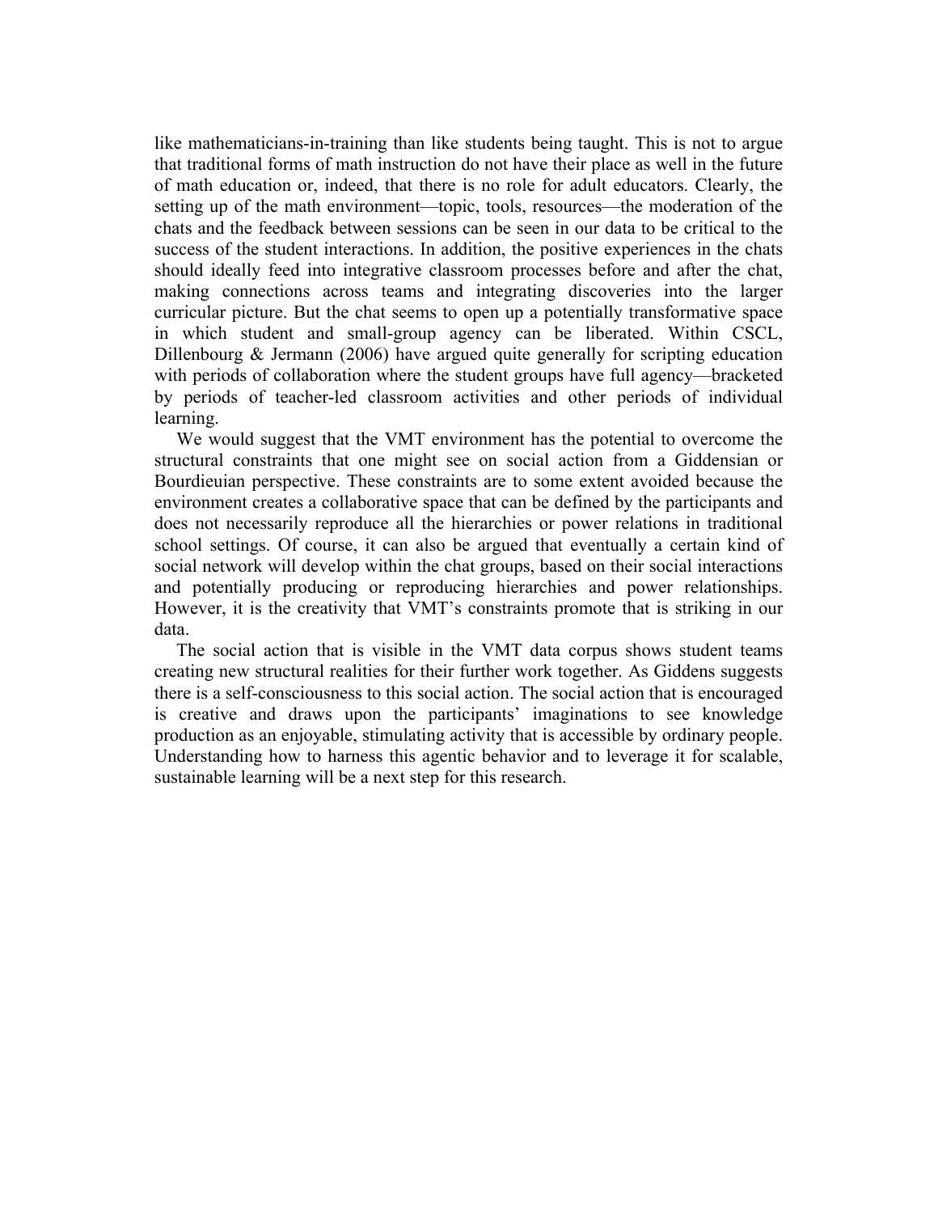like mathematicians-in-training than like students being taught. This is not to argue that traditional forms of math instruction do not have their place as well in the future of math education or, indeed, that there is no role for adult educators. Clearly, the setting up of the math environment—topic, tools, resources—the moderation of the chats and the feedback between sessions can be seen in our data to be critical to the success of the student interactions. In addition, the positive experiences in the chats should ideally feed into integrative classroom processes before and after the chat, making connections across teams and integrating discoveries into the larger curricular picture. But the chat seems to open up a potentially transformative space in which student and small-group agency can be liberated. Within CSCL, Dillenbourg & Jermann (2006) have argued quite generally for scripting education with periods of collaboration where the student groups have full agency—bracketed by periods of teacher-led classroom activities and other periods of individual learning.

We would suggest that the VMT environment has the potential to overcome the structural constraints that one might see on social action from a Giddensian or Bourdieuian perspective. These constraints are to some extent avoided because the environment creates a collaborative space that can be defined by the participants and does not necessarily reproduce all the hierarchies or power relations in traditional school settings. Of course, it can also be argued that eventually a certain kind of social network will develop within the chat groups, based on their social interactions and potentially producing or reproducing hierarchies and power relationships. However, it is the creativity that VMT's constraints promote that is striking in our data.

The social action that is visible in the VMT data corpus shows student teams creating new structural realities for their further work together. As Giddens suggests there is a self-consciousness to this social action. The social action that is encouraged is creative and draws upon the participants' imaginations to see knowledge production as an enjoyable, stimulating activity that is accessible by ordinary people. Understanding how to harness this agentic behavior and to leverage it for scalable, sustainable learning will be a next step for this research.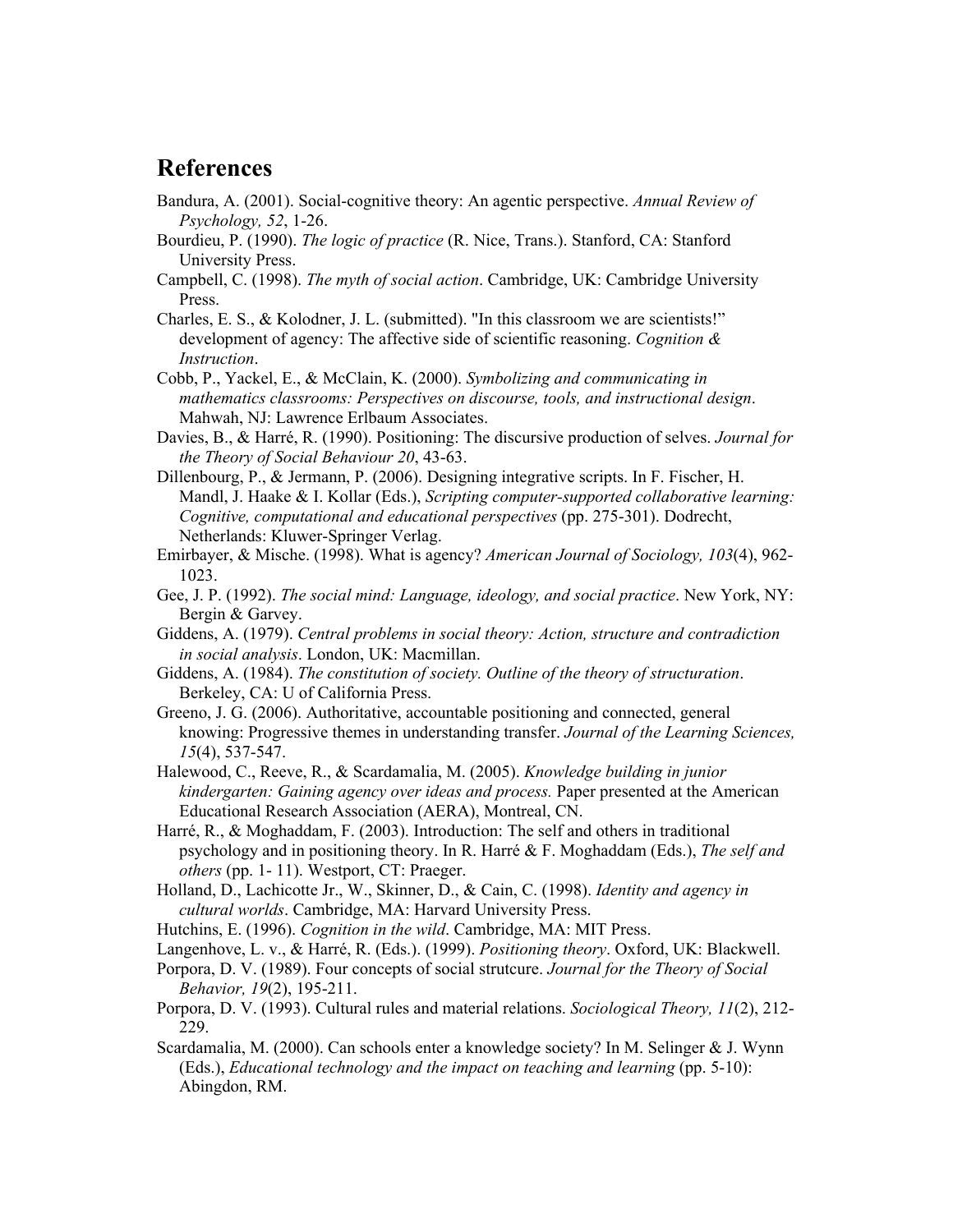## References

Bandura, A. (2001). Social-cognitive theory: An agentic perspective. *Annual Review of Psychology, 52*, 1-26.

Bourdieu, P. (1990). *The logic of practice* (R. Nice, Trans.). Stanford, CA: Stanford University Press.

Campbell, C. (1998). *The myth of social action*. Cambridge, UK: Cambridge University Press.

Charles, E. S., & Kolodner, J. L. (submitted). "In this classroom we are scientists!" development of agency: The affective side of scientific reasoning. *Cognition & Instruction*.

Cobb, P., Yackel, E., & McClain, K. (2000). *Symbolizing and communicating in mathematics classrooms: Perspectives on discourse, tools, and instructional design*. Mahwah, NJ: Lawrence Erlbaum Associates.

Davies, B., & Harré, R. (1990). Positioning: The discursive production of selves. *Journal for the Theory of Social Behaviour 20*, 43-63.

Dillenbourg, P., & Jermann, P. (2006). Designing integrative scripts. In F. Fischer, H. Mandl, J. Haake & I. Kollar (Eds.), *Scripting computer-supported collaborative learning: Cognitive, computational and educational perspectives* (pp. 275-301). Dodrecht, Netherlands: Kluwer-Springer Verlag.

Emirbayer, & Mische. (1998). What is agency? *American Journal of Sociology, 103*(4), 962-1023.

Gee, J. P. (1992). *The social mind: Language, ideology, and social practice*. New York, NY: Bergin & Garvey.

Giddens, A. (1979). *Central problems in social theory: Action, structure and contradiction in social analysis*. London, UK: Macmillan.

Giddens, A. (1984). *The constitution of society. Outline of the theory of structuration*. Berkeley, CA: U of California Press.

Greeno, J. G. (2006). Authoritative, accountable positioning and connected, general knowing: Progressive themes in understanding transfer. *Journal of the Learning Sciences, 15*(4), 537-547.

Halewood, C., Reeve, R., & Scardamalia, M. (2005). *Knowledge building in junior kindergarten: Gaining agency over ideas and process.* Paper presented at the American Educational Research Association (AERA), Montreal, CN.

Harré, R., & Moghaddam, F. (2003). Introduction: The self and others in traditional psychology and in positioning theory. In R. Harré & F. Moghaddam (Eds.), *The self and others* (pp. 1- 11). Westport, CT: Praeger.

Holland, D., Lachicotte Jr., W., Skinner, D., & Cain, C. (1998). *Identity and agency in cultural worlds*. Cambridge, MA: Harvard University Press.

Hutchins, E. (1996). *Cognition in the wild*. Cambridge, MA: MIT Press.

Langenhove, L. v., & Harré, R. (Eds.). (1999). *Positioning theory*. Oxford, UK: Blackwell.

Porpora, D. V. (1989). Four concepts of social strutcure. *Journal for the Theory of Social Behavior, 19*(2), 195-211.

Porpora, D. V. (1993). Cultural rules and material relations. *Sociological Theory, 11*(2), 212-229.

Scardamalia, M. (2000). Can schools enter a knowledge society? In M. Selinger & J. Wynn (Eds.), *Educational technology and the impact on teaching and learning* (pp. 5-10): Abingdon, RM.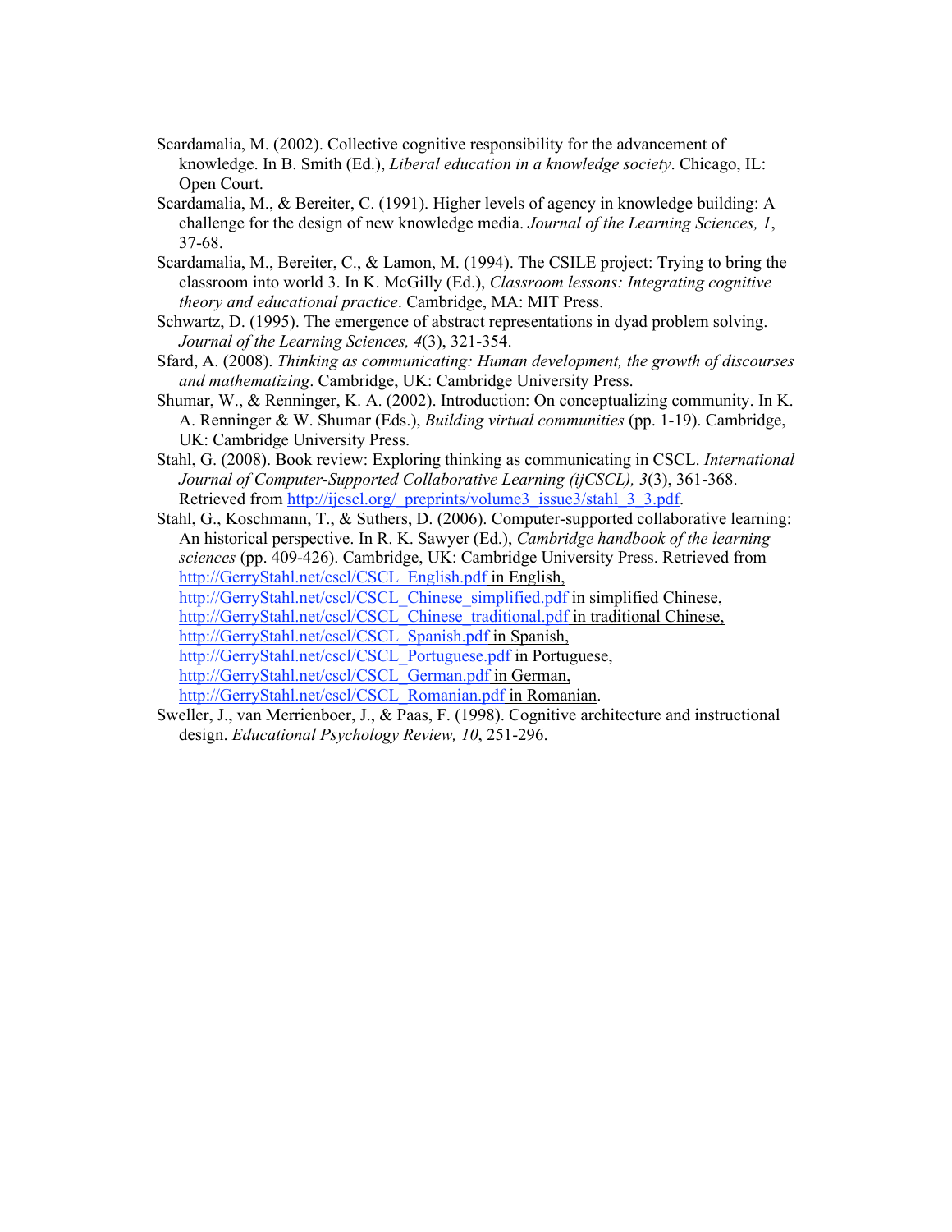Scardamalia, M. (2002). Collective cognitive responsibility for the advancement of knowledge. In B. Smith (Ed.), *Liberal education in a knowledge society*. Chicago, IL: Open Court.

Scardamalia, M., & Bereiter, C. (1991). Higher levels of agency in knowledge building: A challenge for the design of new knowledge media. *Journal of the Learning Sciences, 1*, 37-68.

Scardamalia, M., Bereiter, C., & Lamon, M. (1994). The CSILE project: Trying to bring the classroom into world 3. In K. McGilly (Ed.), *Classroom lessons: Integrating cognitive theory and educational practice*. Cambridge, MA: MIT Press.

Schwartz, D. (1995). The emergence of abstract representations in dyad problem solving. *Journal of the Learning Sciences, 4*(3), 321-354.

Sfard, A. (2008). *Thinking as communicating: Human development, the growth of discourses and mathematizing*. Cambridge, UK: Cambridge University Press.

Shumar, W., & Renninger, K. A. (2002). Introduction: On conceptualizing community. In K. A. Renninger & W. Shumar (Eds.), *Building virtual communities* (pp. 1-19). Cambridge, UK: Cambridge University Press.

Stahl, G. (2008). Book review: Exploring thinking as communicating in CSCL. *International Journal of Computer-Supported Collaborative Learning (ijCSCL), 3*(3), 361-368. Retrieved from http://ijcscl.org/_preprints/volume3_issue3/stahl_3_3.pdf.

Stahl, G., Koschmann, T., & Suthers, D. (2006). Computer-supported collaborative learning: An historical perspective. In R. K. Sawyer (Ed.), *Cambridge handbook of the learning sciences* (pp. 409-426). Cambridge, UK: Cambridge University Press. Retrieved from http://GerryStahl.net/cscl/CSCL_English.pdf in English, http://GerryStahl.net/cscl/CSCL_Chinese_simplified.pdf in simplified Chinese, http://GerryStahl.net/cscl/CSCL_Chinese_traditional.pdf in traditional Chinese, http://GerryStahl.net/cscl/CSCL_Spanish.pdf in Spanish, http://GerryStahl.net/cscl/CSCL_Portuguese.pdf in Portuguese, http://GerryStahl.net/cscl/CSCL_German.pdf in German, http://GerryStahl.net/cscl/CSCL_Romanian.pdf in Romanian.

Sweller, J., van Merrienboer, J., & Paas, F. (1998). Cognitive architecture and instructional design. *Educational Psychology Review, 10*, 251-296.